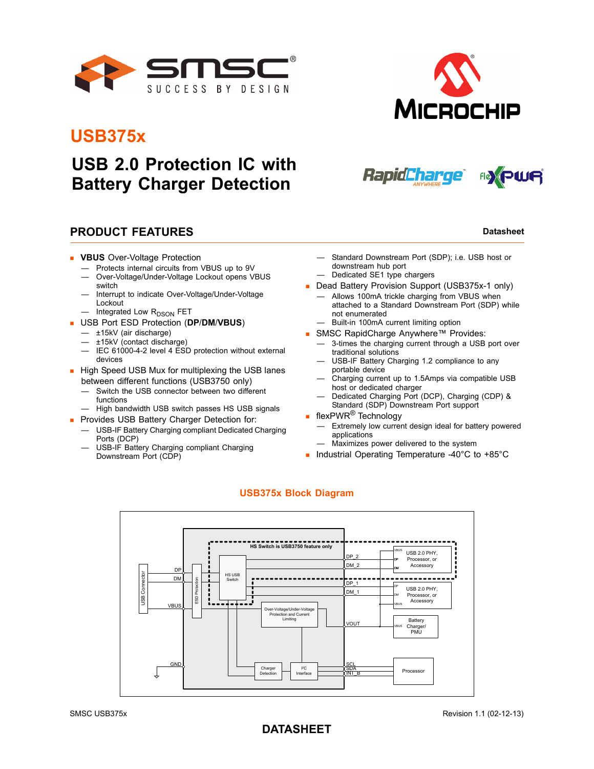# USB375x

## USB 2.0 Protection IC with Battery Charger Detection

## PRODUCT FEATURES

**Datasheet**

- **VBUS** Over-Voltage Protection
  - Protects internal circuits from VBUS up to 9V
  - Over-Voltage/Under-Voltage Lockout opens VBUS switch
  - Interrupt to indicate Over-Voltage/Under-Voltage Lockout
  - Integrated Low $R_{DSON}$ FET
- USB Port ESD Protection (**DP**/**DM**/**VBUS**)
  - ±15kV (air discharge)
  - ±15kV (contact discharge)
  - IEC 61000-4-2 level 4 ESD protection without external devices
- High Speed USB Mux for multiplexing the USB lanes between different functions (USB3750 only)
  - Switch the USB connector between two different functions
  - High bandwidth USB switch passes HS USB signals
- Provides USB Battery Charger Detection for:
  - USB-IF Battery Charging compliant Dedicated Charging Ports (DCP)
  - USB-IF Battery Charging compliant Charging Downstream Port (CDP)
  - Standard Downstream Port (SDP); i.e. USB host or downstream hub port
  - Dedicated SE1 type chargers
- Dead Battery Provision Support (USB375x-1 only)
  - Allows 100mA trickle charging from VBUS when attached to a Standard Downstream Port (SDP) while not enumerated
  - Built-in 100mA current limiting option
- SMSC RapidCharge Anywhere™ Provides:
  - 3-times the charging current through a USB port over traditional solutions
  - USB-IF Battery Charging 1.2 compliance to any portable device
  - Charging current up to 1.5Amps via compatible USB host or dedicated charger
  - Dedicated Charging Port (DCP), Charging (CDP) & Standard (SDP) Downstream Port support
- flexPWR® Technology
  - Extremely low current design ideal for battery powered applications
  - Maximizes power delivered to the system
- Industrial Operating Temperature -40°C to +85°C

### USB375x Block Diagram

USB Connector, ESD Protection, HS Switch is USB3750 feature only, HS USB Switch, DP, DM, VBUS, GND, DP_2, DM_2, DP_1, DM_1, VOUT, SCL, SDA, INT_B, Over-Voltage/Under-Voltage Protection and Current Limiting, Charger Detection, I²C Interface, USB 2.0 PHY, Processor, or Accessory, USB 2.0 PHY, Processor, or Accessory, Battery Charger/PMU, Processor

**DATASHEET**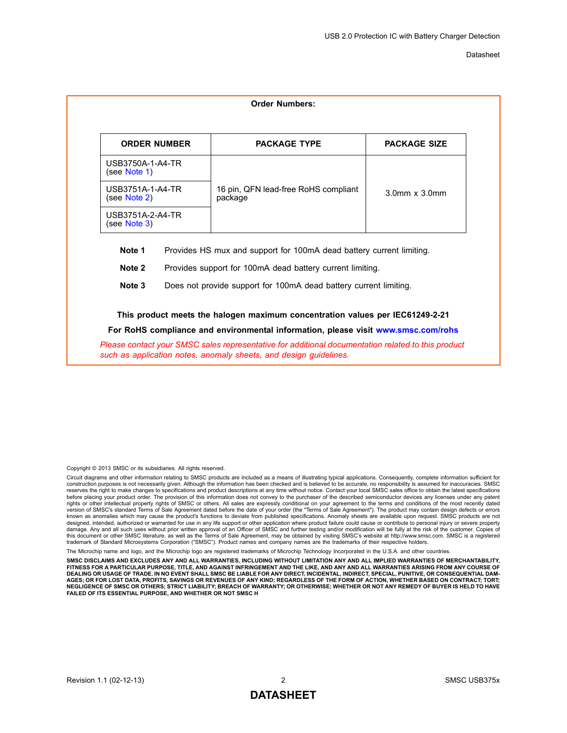**Order Numbers:**

| ORDER NUMBER | PACKAGE TYPE | PACKAGE SIZE |
|---|---|---|
| USB3750A-1-A4-TR (see Note 1) | 16 pin, QFN lead-free RoHS compliant package | 3.0mm x 3.0mm |
| USB3751A-1-A4-TR (see Note 2) | | |
| USB3751A-2-A4-TR (see Note 3) | | |

**Note 1** Provides HS mux and support for 100mA dead battery current limiting.

**Note 2** Provides support for 100mA dead battery current limiting.

**Note 3** Does not provide support for 100mA dead battery current limiting.

**This product meets the halogen maximum concentration values per IEC61249-2-21**

**For RoHS compliance and environmental information, please visit www.smsc.com/rohs**

*Please contact your SMSC sales representative for additional documentation related to this product such as application notes, anomaly sheets, and design guidelines.*

Copyright © 2013 SMSC or its subsidiaries. All rights reserved.

Circuit diagrams and other information relating to SMSC products are included as a means of illustrating typical applications. Consequently, complete information sufficient for construction purposes is not necessarily given. Although the information has been checked and is believed to be accurate, no responsibility is assumed for inaccuracies. SMSC reserves the right to make changes to specifications and product descriptions at any time without notice. Contact your local SMSC sales office to obtain the latest specifications before placing your product order. The provision of this information does not convey to the purchaser of the described semiconductor devices any licenses under any patent rights or other intellectual property rights of SMSC or others. All sales are expressly conditional on your agreement to the terms and conditions of the most recently dated version of SMSC's standard Terms of Sale Agreement dated before the date of your order (the "Terms of Sale Agreement"). The product may contain design defects or errors known as anomalies which may cause the product's functions to deviate from published specifications. Anomaly sheets are available upon request. SMSC products are not designed, intended, authorized or warranted for use in any life support or other application where product failure could cause or contribute to personal injury or severe property damage. Any and all such uses without prior written approval of an Officer of SMSC and further testing and/or modification will be fully at the risk of the customer. Copies of this document or other SMSC literature, as well as the Terms of Sale Agreement, may be obtained by visiting SMSC's website at http://www.smsc.com. SMSC is a registered trademark of Standard Microsystems Corporation ("SMSC"). Product names and company names are the trademarks of their respective holders.

The Microchip name and logo, and the Microchip logo are registered trademarks of Microchip Technology Incorporated in the U.S.A. and other countries.

**SMSC DISCLAIMS AND EXCLUDES ANY AND ALL WARRANTIES, INCLUDING WITHOUT LIMITATION ANY AND ALL IMPLIED WARRANTIES OF MERCHANTABILITY, FITNESS FOR A PARTICULAR PURPOSE, TITLE, AND AGAINST INFRINGEMENT AND THE LIKE, AND ANY AND ALL WARRANTIES ARISING FROM ANY COURSE OF DEALING OR USAGE OF TRADE. IN NO EVENT SHALL SMSC BE LIABLE FOR ANY DIRECT, INCIDENTAL, INDIRECT, SPECIAL, PUNITIVE, OR CONSEQUENTIAL DAMAGES; OR FOR LOST DATA, PROFITS, SAVINGS OR REVENUES OF ANY KIND; REGARDLESS OF THE FORM OF ACTION, WHETHER BASED ON CONTRACT; TORT; NEGLIGENCE OF SMSC OR OTHERS; STRICT LIABILITY; BREACH OF WARRANTY; OR OTHERWISE; WHETHER OR NOT ANY REMEDY OF BUYER IS HELD TO HAVE FAILED OF ITS ESSENTIAL PURPOSE, AND WHETHER OR NOT SMSC H**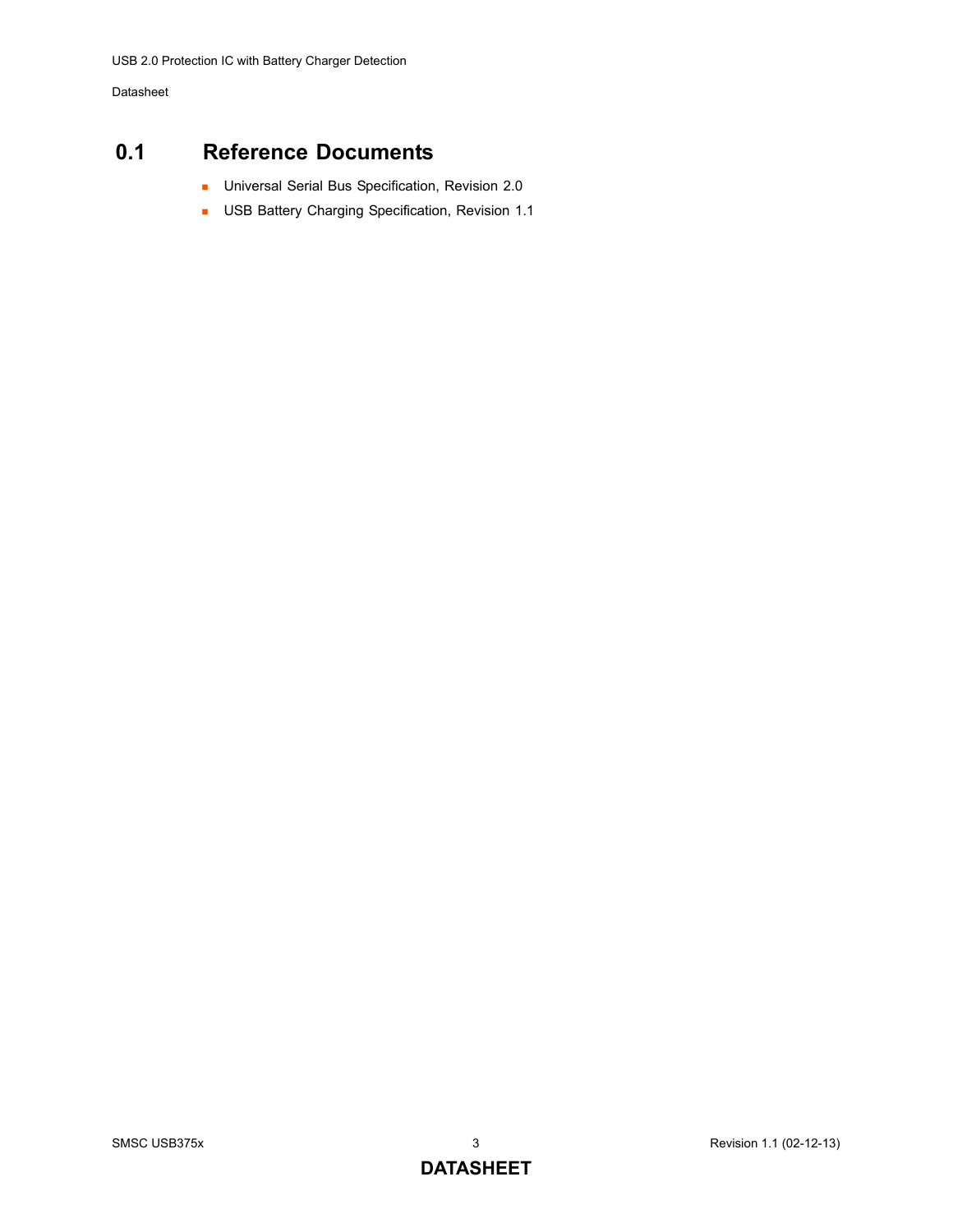## 0.1 Reference Documents

- Universal Serial Bus Specification, Revision 2.0
- USB Battery Charging Specification, Revision 1.1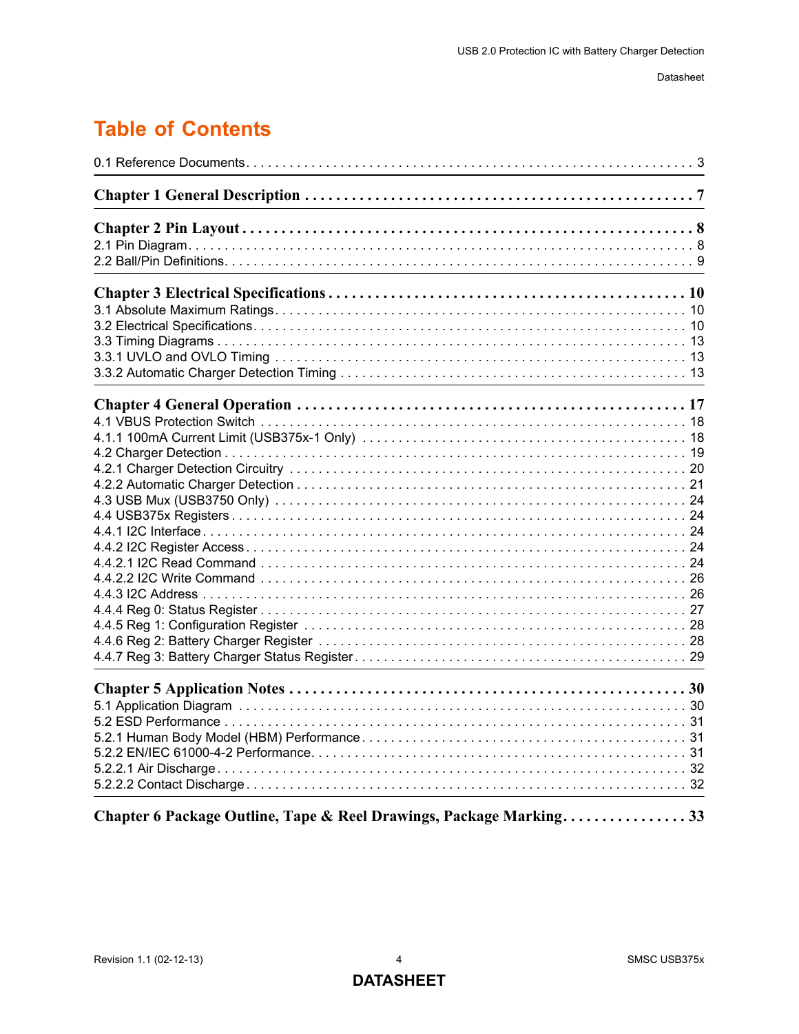# Table of Contents

0.1 Reference Documents . . . . . . . . . . . . . . . . . . . . . . . . . . . . . . . . . . . . . . . . . . . . . . . . . . . . . . . . . . . . . 3

**Chapter 1 General Description . . . . . . . . . . . . . . . . . . . . . . . . . . . . . . . . . . . . . . . . . . . . . . . . . 7**

**Chapter 2 Pin Layout . . . . . . . . . . . . . . . . . . . . . . . . . . . . . . . . . . . . . . . . . . . . . . . . . . . . . . . . . 8**
2.1 Pin Diagram . . . . . . . . . . . . . . . . . . . . . . . . . . . . . . . . . . . . . . . . . . . . . . . . . . . . . . . . . . . . . . . . . . 8
2.2 Ball/Pin Definitions . . . . . . . . . . . . . . . . . . . . . . . . . . . . . . . . . . . . . . . . . . . . . . . . . . . . . . . . . . . . . 9

**Chapter 3 Electrical Specifications . . . . . . . . . . . . . . . . . . . . . . . . . . . . . . . . . . . . . . . . . . . . . 10**
3.1 Absolute Maximum Ratings . . . . . . . . . . . . . . . . . . . . . . . . . . . . . . . . . . . . . . . . . . . . . . . . . . . . . . . 10
3.2 Electrical Specifications . . . . . . . . . . . . . . . . . . . . . . . . . . . . . . . . . . . . . . . . . . . . . . . . . . . . . . . . . . 10
3.3 Timing Diagrams . . . . . . . . . . . . . . . . . . . . . . . . . . . . . . . . . . . . . . . . . . . . . . . . . . . . . . . . . . . . . . . 13
3.3.1 UVLO and OVLO Timing . . . . . . . . . . . . . . . . . . . . . . . . . . . . . . . . . . . . . . . . . . . . . . . . . . . . . . 13
3.3.2 Automatic Charger Detection Timing . . . . . . . . . . . . . . . . . . . . . . . . . . . . . . . . . . . . . . . . . . . . . 13

**Chapter 4 General Operation . . . . . . . . . . . . . . . . . . . . . . . . . . . . . . . . . . . . . . . . . . . . . . . . . 17**
4.1 VBUS Protection Switch . . . . . . . . . . . . . . . . . . . . . . . . . . . . . . . . . . . . . . . . . . . . . . . . . . . . . . . . . 18
4.1.1 100mA Current Limit (USB375x-1 Only) . . . . . . . . . . . . . . . . . . . . . . . . . . . . . . . . . . . . . . . . . . 18
4.2 Charger Detection . . . . . . . . . . . . . . . . . . . . . . . . . . . . . . . . . . . . . . . . . . . . . . . . . . . . . . . . . . . . . . 19
4.2.1 Charger Detection Circuitry . . . . . . . . . . . . . . . . . . . . . . . . . . . . . . . . . . . . . . . . . . . . . . . . . . . . . 20
4.2.2 Automatic Charger Detection . . . . . . . . . . . . . . . . . . . . . . . . . . . . . . . . . . . . . . . . . . . . . . . . . . . 21
4.3 USB Mux (USB3750 Only) . . . . . . . . . . . . . . . . . . . . . . . . . . . . . . . . . . . . . . . . . . . . . . . . . . . . . . . 24
4.4 USB375x Registers . . . . . . . . . . . . . . . . . . . . . . . . . . . . . . . . . . . . . . . . . . . . . . . . . . . . . . . . . . . . . 24
4.4.1 I2C Interface . . . . . . . . . . . . . . . . . . . . . . . . . . . . . . . . . . . . . . . . . . . . . . . . . . . . . . . . . . . . . . . . 24
4.4.2 I2C Register Access . . . . . . . . . . . . . . . . . . . . . . . . . . . . . . . . . . . . . . . . . . . . . . . . . . . . . . . . . . 24
4.4.2.1 I2C Read Command . . . . . . . . . . . . . . . . . . . . . . . . . . . . . . . . . . . . . . . . . . . . . . . . . . . . . . . . 24
4.4.2.2 I2C Write Command . . . . . . . . . . . . . . . . . . . . . . . . . . . . . . . . . . . . . . . . . . . . . . . . . . . . . . . . 26
4.4.3 I2C Address . . . . . . . . . . . . . . . . . . . . . . . . . . . . . . . . . . . . . . . . . . . . . . . . . . . . . . . . . . . . . . . . 26
4.4.4 Reg 0: Status Register . . . . . . . . . . . . . . . . . . . . . . . . . . . . . . . . . . . . . . . . . . . . . . . . . . . . . . . . 27
4.4.5 Reg 1: Configuration Register . . . . . . . . . . . . . . . . . . . . . . . . . . . . . . . . . . . . . . . . . . . . . . . . . . 28
4.4.6 Reg 2: Battery Charger Register . . . . . . . . . . . . . . . . . . . . . . . . . . . . . . . . . . . . . . . . . . . . . . . . 28
4.4.7 Reg 3: Battery Charger Status Register . . . . . . . . . . . . . . . . . . . . . . . . . . . . . . . . . . . . . . . . . . . 29

**Chapter 5 Application Notes . . . . . . . . . . . . . . . . . . . . . . . . . . . . . . . . . . . . . . . . . . . . . . . . . . 30**
5.1 Application Diagram . . . . . . . . . . . . . . . . . . . . . . . . . . . . . . . . . . . . . . . . . . . . . . . . . . . . . . . . . . . . 30
5.2 ESD Performance . . . . . . . . . . . . . . . . . . . . . . . . . . . . . . . . . . . . . . . . . . . . . . . . . . . . . . . . . . . . . . 31
5.2.1 Human Body Model (HBM) Performance . . . . . . . . . . . . . . . . . . . . . . . . . . . . . . . . . . . . . . . . . . 31
5.2.2 EN/IEC 61000-4-2 Performance . . . . . . . . . . . . . . . . . . . . . . . . . . . . . . . . . . . . . . . . . . . . . . . . . 31
5.2.2.1 Air Discharge . . . . . . . . . . . . . . . . . . . . . . . . . . . . . . . . . . . . . . . . . . . . . . . . . . . . . . . . . . . . . . 32
5.2.2.2 Contact Discharge . . . . . . . . . . . . . . . . . . . . . . . . . . . . . . . . . . . . . . . . . . . . . . . . . . . . . . . . . . 32

**Chapter 6 Package Outline, Tape & Reel Drawings, Package Marking . . . . . . . . . . . . . . . . 33**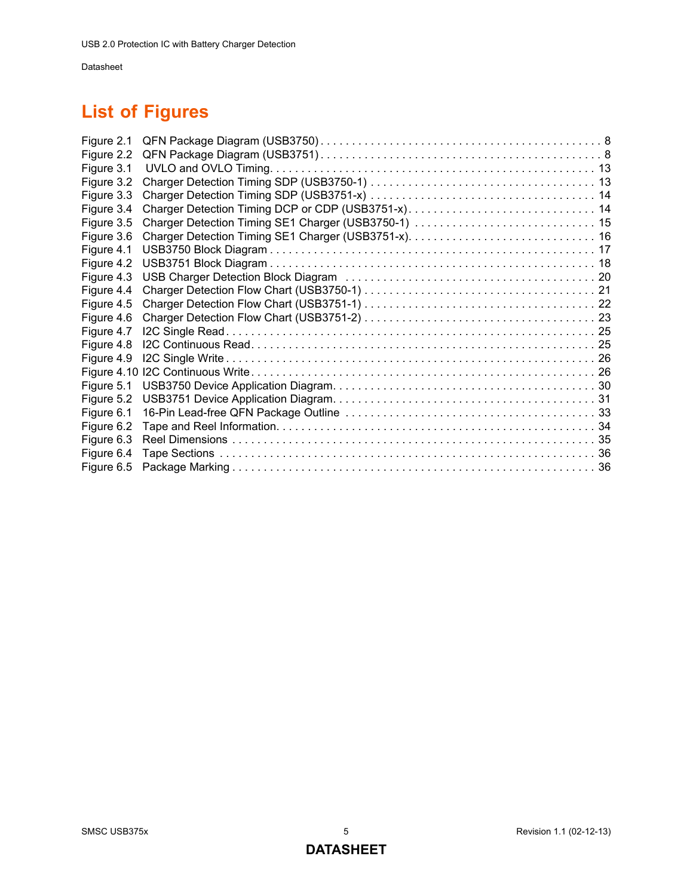# List of Figures

Figure 2.1 QFN Package Diagram (USB3750) . . . . . . . . . . . . . . . . . . . . . . . . . . . . . . . . . . . . . . . . . . . . 8
Figure 2.2 QFN Package Diagram (USB3751) . . . . . . . . . . . . . . . . . . . . . . . . . . . . . . . . . . . . . . . . . . . . 8
Figure 3.1 UVLO and OVLO Timing. . . . . . . . . . . . . . . . . . . . . . . . . . . . . . . . . . . . . . . . . . . . . . . . . . . 13
Figure 3.2 Charger Detection Timing SDP (USB3750-1) . . . . . . . . . . . . . . . . . . . . . . . . . . . . . . . . . . . 13
Figure 3.3 Charger Detection Timing SDP (USB3751-x) . . . . . . . . . . . . . . . . . . . . . . . . . . . . . . . . . . . 14
Figure 3.4 Charger Detection Timing DCP or CDP (USB3751-x). . . . . . . . . . . . . . . . . . . . . . . . . . . . . 14
Figure 3.5 Charger Detection Timing SE1 Charger (USB3750-1) . . . . . . . . . . . . . . . . . . . . . . . . . . . . 15
Figure 3.6 Charger Detection Timing SE1 Charger (USB3751-x). . . . . . . . . . . . . . . . . . . . . . . . . . . . . 16
Figure 4.1 USB3750 Block Diagram . . . . . . . . . . . . . . . . . . . . . . . . . . . . . . . . . . . . . . . . . . . . . . . . . . 17
Figure 4.2 USB3751 Block Diagram . . . . . . . . . . . . . . . . . . . . . . . . . . . . . . . . . . . . . . . . . . . . . . . . . . 18
Figure 4.3 USB Charger Detection Block Diagram . . . . . . . . . . . . . . . . . . . . . . . . . . . . . . . . . . . . . . . 20
Figure 4.4 Charger Detection Flow Chart (USB3750-1) . . . . . . . . . . . . . . . . . . . . . . . . . . . . . . . . . . . . 21
Figure 4.5 Charger Detection Flow Chart (USB3751-1) . . . . . . . . . . . . . . . . . . . . . . . . . . . . . . . . . . . . 22
Figure 4.6 Charger Detection Flow Chart (USB3751-2) . . . . . . . . . . . . . . . . . . . . . . . . . . . . . . . . . . . . 23
Figure 4.7 I2C Single Read . . . . . . . . . . . . . . . . . . . . . . . . . . . . . . . . . . . . . . . . . . . . . . . . . . . . . . . . . 25
Figure 4.8 I2C Continuous Read. . . . . . . . . . . . . . . . . . . . . . . . . . . . . . . . . . . . . . . . . . . . . . . . . . . . . . 25
Figure 4.9 I2C Single Write . . . . . . . . . . . . . . . . . . . . . . . . . . . . . . . . . . . . . . . . . . . . . . . . . . . . . . . . . 26
Figure 4.10 I2C Continuous Write . . . . . . . . . . . . . . . . . . . . . . . . . . . . . . . . . . . . . . . . . . . . . . . . . . . . . 26
Figure 5.1 USB3750 Device Application Diagram. . . . . . . . . . . . . . . . . . . . . . . . . . . . . . . . . . . . . . . . . 30
Figure 5.2 USB3751 Device Application Diagram. . . . . . . . . . . . . . . . . . . . . . . . . . . . . . . . . . . . . . . . . 31
Figure 6.1 16-Pin Lead-free QFN Package Outline . . . . . . . . . . . . . . . . . . . . . . . . . . . . . . . . . . . . . . . 33
Figure 6.2 Tape and Reel Information. . . . . . . . . . . . . . . . . . . . . . . . . . . . . . . . . . . . . . . . . . . . . . . . . . 34
Figure 6.3 Reel Dimensions . . . . . . . . . . . . . . . . . . . . . . . . . . . . . . . . . . . . . . . . . . . . . . . . . . . . . . . . . 35
Figure 6.4 Tape Sections . . . . . . . . . . . . . . . . . . . . . . . . . . . . . . . . . . . . . . . . . . . . . . . . . . . . . . . . . . . 36
Figure 6.5 Package Marking . . . . . . . . . . . . . . . . . . . . . . . . . . . . . . . . . . . . . . . . . . . . . . . . . . . . . . . . . 36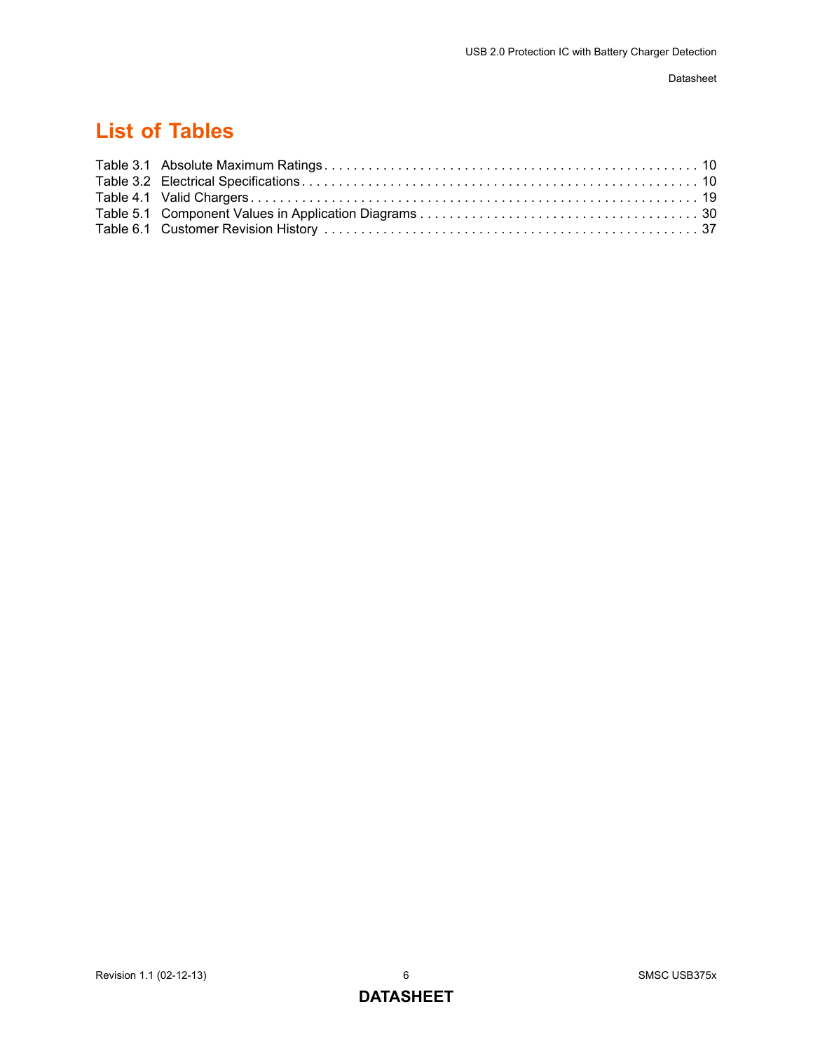# List of Tables

Table 3.1 Absolute Maximum Ratings . . . . . . . . . . . . . . . . . . . . . . . . . . . . . . . . . . . . . . . . . . . . . . . . . 10
Table 3.2 Electrical Specifications . . . . . . . . . . . . . . . . . . . . . . . . . . . . . . . . . . . . . . . . . . . . . . . . . . . . . 10
Table 4.1 Valid Chargers . . . . . . . . . . . . . . . . . . . . . . . . . . . . . . . . . . . . . . . . . . . . . . . . . . . . . . . . . . . . 19
Table 5.1 Component Values in Application Diagrams . . . . . . . . . . . . . . . . . . . . . . . . . . . . . . . . . . . . . 30
Table 6.1 Customer Revision History . . . . . . . . . . . . . . . . . . . . . . . . . . . . . . . . . . . . . . . . . . . . . . . . . . 37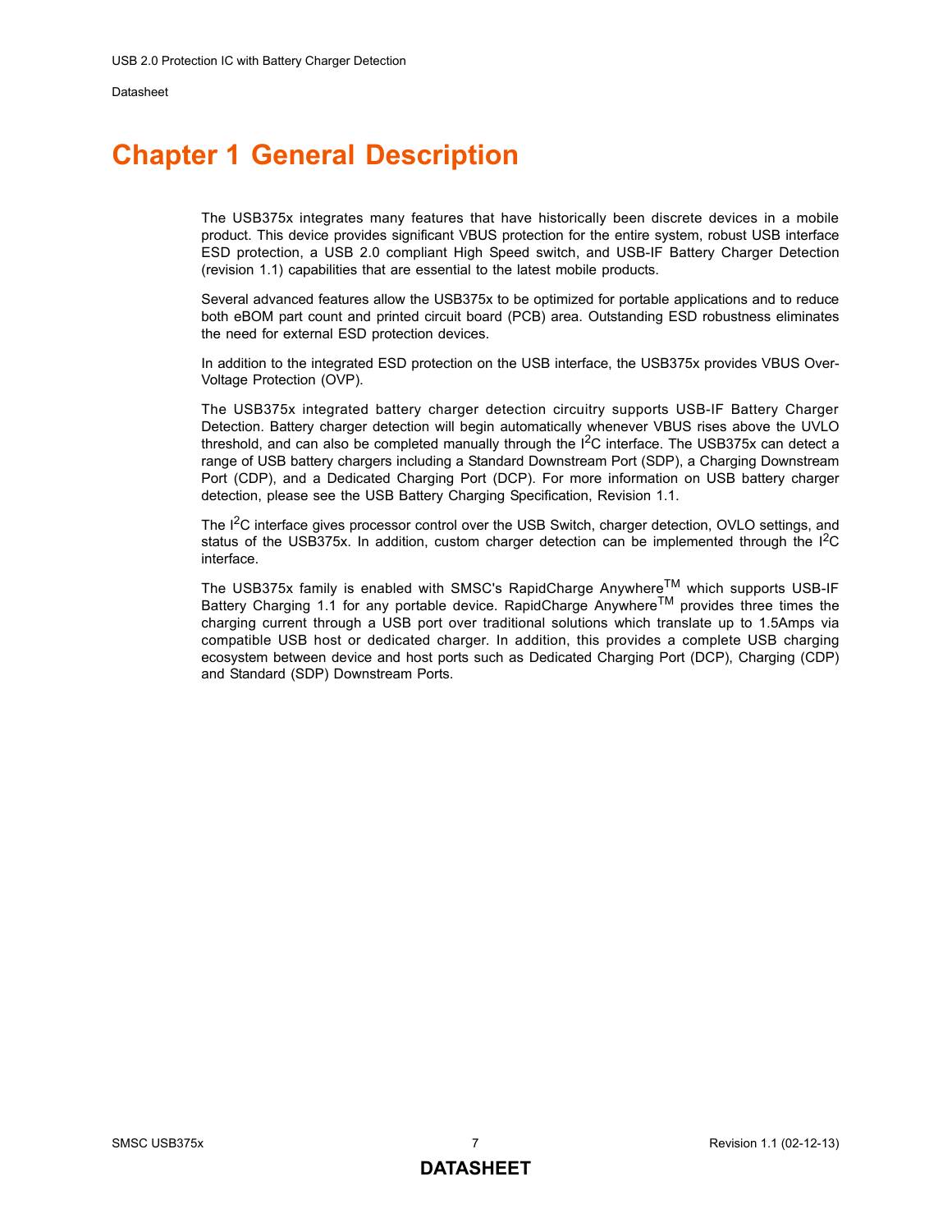# Chapter 1 General Description

The USB375x integrates many features that have historically been discrete devices in a mobile product. This device provides significant VBUS protection for the entire system, robust USB interface ESD protection, a USB 2.0 compliant High Speed switch, and USB-IF Battery Charger Detection (revision 1.1) capabilities that are essential to the latest mobile products.

Several advanced features allow the USB375x to be optimized for portable applications and to reduce both eBOM part count and printed circuit board (PCB) area. Outstanding ESD robustness eliminates the need for external ESD protection devices.

In addition to the integrated ESD protection on the USB interface, the USB375x provides VBUS Over-Voltage Protection (OVP).

The USB375x integrated battery charger detection circuitry supports USB-IF Battery Charger Detection. Battery charger detection will begin automatically whenever VBUS rises above the UVLO threshold, and can also be completed manually through the $I^2C$ interface. The USB375x can detect a range of USB battery chargers including a Standard Downstream Port (SDP), a Charging Downstream Port (CDP), and a Dedicated Charging Port (DCP). For more information on USB battery charger detection, please see the USB Battery Charging Specification, Revision 1.1.

The $I^2C$ interface gives processor control over the USB Switch, charger detection, OVLO settings, and status of the USB375x. In addition, custom charger detection can be implemented through the $I^2C$ interface.

The USB375x family is enabled with SMSC's RapidCharge Anywhere™ which supports USB-IF Battery Charging 1.1 for any portable device. RapidCharge Anywhere™ provides three times the charging current through a USB port over traditional solutions which translate up to 1.5Amps via compatible USB host or dedicated charger. In addition, this provides a complete USB charging ecosystem between device and host ports such as Dedicated Charging Port (DCP), Charging (CDP) and Standard (SDP) Downstream Ports.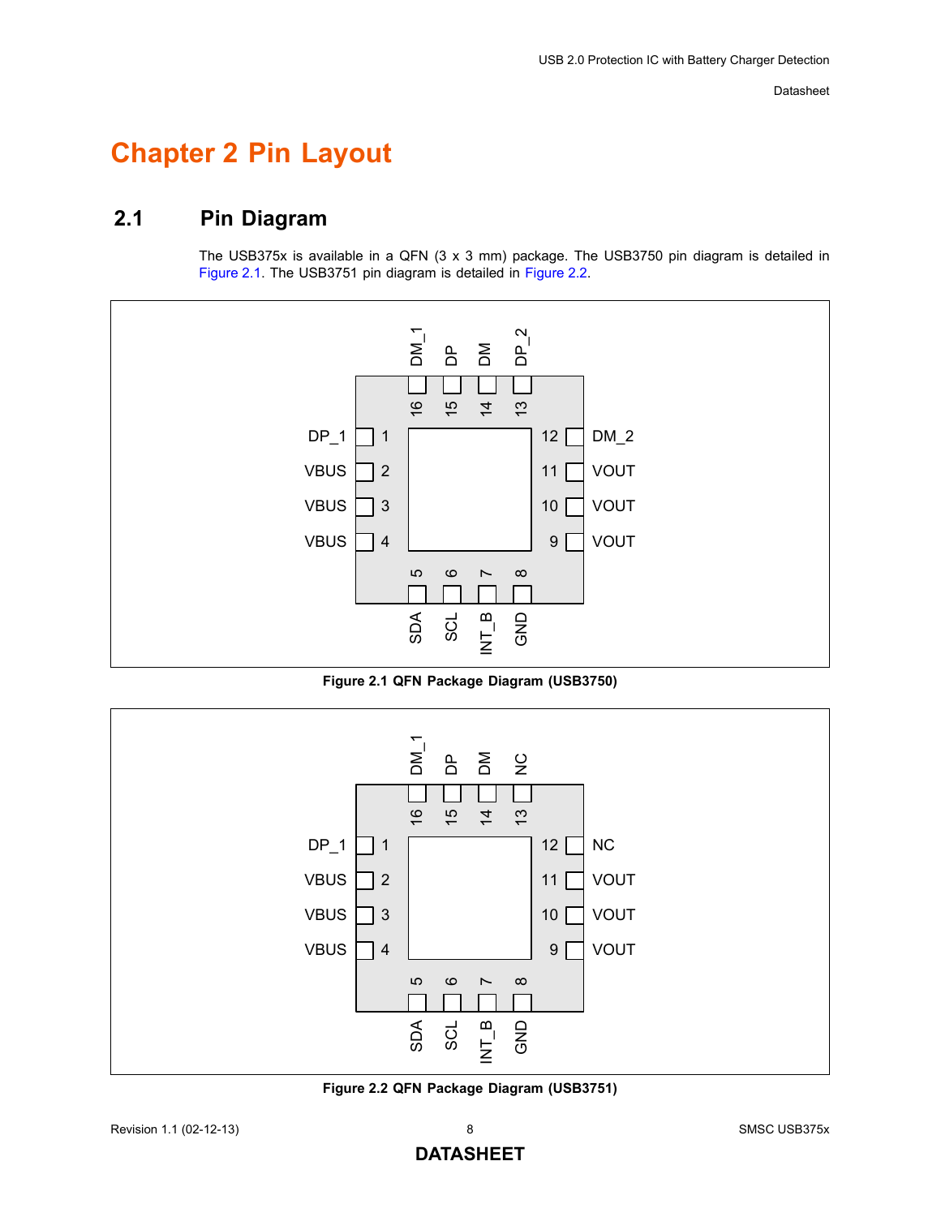# Chapter 2 Pin Layout

## 2.1 Pin Diagram

The USB375x is available in a QFN (3 x 3 mm) package. The USB3750 pin diagram is detailed in Figure 2.1. The USB3751 pin diagram is detailed in Figure 2.2.

DM_1 DP DM DP_2

16 15 14 13

DP_1 1 — 12 DM_2

VBUS 2 — 11 VOUT

VBUS 3 — 10 VOUT

VBUS 4 — 9 VOUT

5 6 7 8

SDA SCL INT_B GND

**Figure 2.1 QFN Package Diagram (USB3750)**

DM_1 DP DM NC

16 15 14 13

DP_1 1 — 12 NC

VBUS 2 — 11 VOUT

VBUS 3 — 10 VOUT

VBUS 4 — 9 VOUT

5 6 7 8

SDA SCL INT_B GND

**Figure 2.2 QFN Package Diagram (USB3751)**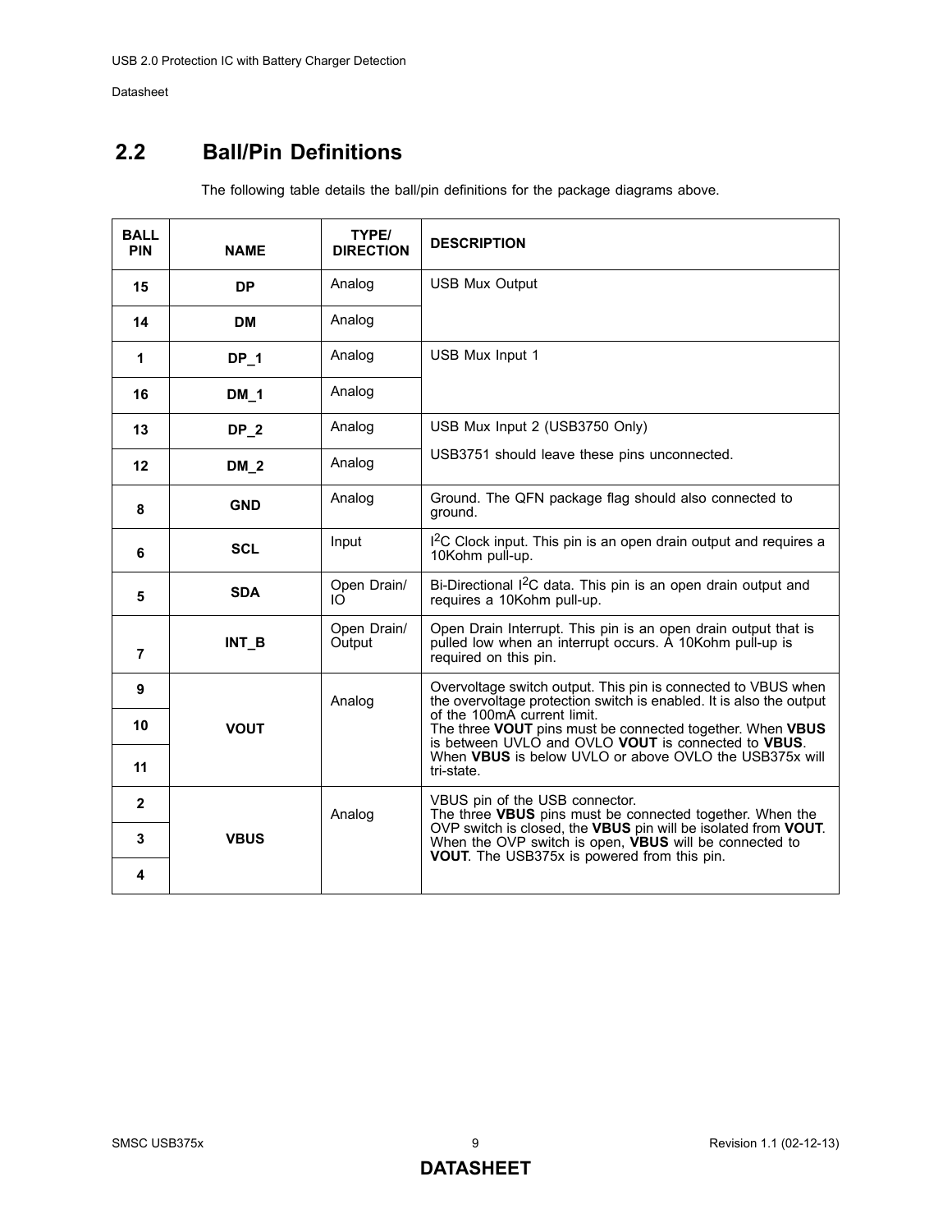## 2.2 Ball/Pin Definitions

The following table details the ball/pin definitions for the package diagrams above.

| BALL PIN | NAME | TYPE/ DIRECTION | DESCRIPTION |
|---|---|---|---|
| 15 | **DP** | Analog | USB Mux Output |
| 14 | **DM** | Analog | |
| 1 | **DP_1** | Analog | USB Mux Input 1 |
| 16 | **DM_1** | Analog | |
| 13 | **DP_2** | Analog | USB Mux Input 2 (USB3750 Only)<br><br>USB3751 should leave these pins unconnected. |
| 12 | **DM_2** | Analog | |
| 8 | **GND** | Analog | Ground. The QFN package flag should also connected to ground. |
| 6 | **SCL** | Input | I$^2$C Clock input. This pin is an open drain output and requires a 10Kohm pull-up. |
| 5 | **SDA** | Open Drain/ IO | Bi-Directional I$^2$C data. This pin is an open drain output and requires a 10Kohm pull-up. |
| 7 | **INT_B** | Open Drain/ Output | Open Drain Interrupt. This pin is an open drain output that is pulled low when an interrupt occurs. A 10Kohm pull-up is required on this pin. |
| 9 | **VOUT** | Analog | Overvoltage switch output. This pin is connected to VBUS when the overvoltage protection switch is enabled. It is also the output of the 100mA current limit.<br>The three **VOUT** pins must be connected together. When **VBUS** is between UVLO and OVLO **VOUT** is connected to **VBUS**. When **VBUS** is below UVLO or above OVLO the USB375x will tri-state. |
| 10 | | | |
| 11 | | | |
| 2 | **VBUS** | Analog | VBUS pin of the USB connector.<br>The three **VBUS** pins must be connected together. When the OVP switch is closed, the **VBUS** pin will be isolated from **VOUT**. When the OVP switch is open, **VBUS** will be connected to **VOUT**. The USB375x is powered from this pin. |
| 3 | | | |
| 4 | | | |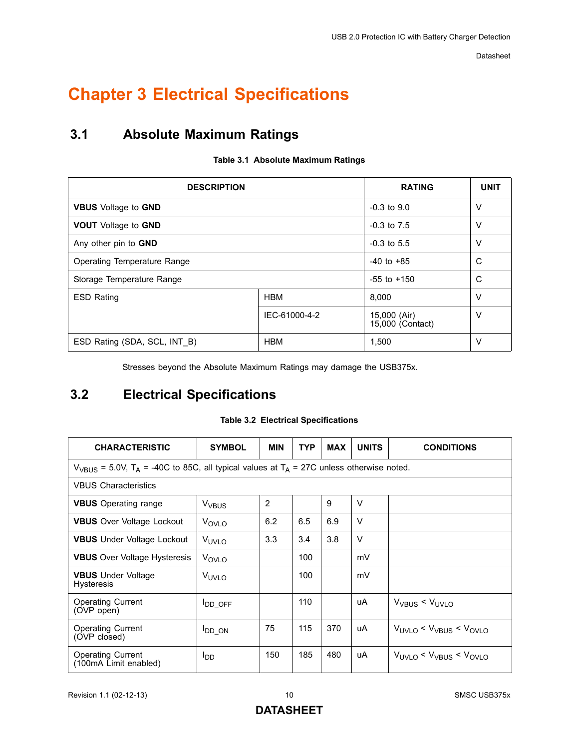# Chapter 3 Electrical Specifications

## 3.1 Absolute Maximum Ratings

**Table 3.1 Absolute Maximum Ratings**

| DESCRIPTION | | RATING | UNIT |
|---|---|---|---|
| **VBUS** Voltage to **GND** | | -0.3 to 9.0 | V |
| **VOUT** Voltage to **GND** | | -0.3 to 7.5 | V |
| Any other pin to **GND** | | -0.3 to 5.5 | V |
| Operating Temperature Range | | -40 to +85 | C |
| Storage Temperature Range | | -55 to +150 | C |
| ESD Rating | HBM | 8,000 | V |
| | IEC-61000-4-2 | 15,000 (Air)<br>15,000 (Contact) | V |
| ESD Rating (SDA, SCL, INT_B) | HBM | 1,500 | V |

Stresses beyond the Absolute Maximum Ratings may damage the USB375x.

## 3.2 Electrical Specifications

**Table 3.2 Electrical Specifications**

| CHARACTERISTIC | SYMBOL | MIN | TYP | MAX | UNITS | CONDITIONS |
|---|---|---|---|---|---|---|
| $V_{VBUS}$ = 5.0V, $T_A$ = -40C to 85C, all typical values at $T_A$ = 27C unless otherwise noted. | | | | | | |
| VBUS Characteristics | | | | | | |
| **VBUS** Operating range | $V_{VBUS}$ | 2 | | 9 | V | |
| **VBUS** Over Voltage Lockout | $V_{OVLO}$ | 6.2 | 6.5 | 6.9 | V | |
| **VBUS** Under Voltage Lockout | $V_{UVLO}$ | 3.3 | 3.4 | 3.8 | V | |
| **VBUS** Over Voltage Hysteresis | $V_{OVLO}$ | | 100 | | mV | |
| **VBUS** Under Voltage Hysteresis | $V_{UVLO}$ | | 100 | | mV | |
| Operating Current (OVP open) | $I_{DD\_OFF}$ | | 110 | | uA | $V_{VBUS}$ < $V_{UVLO}$ |
| Operating Current (OVP closed) | $I_{DD\_ON}$ | 75 | 115 | 370 | uA | $V_{UVLO}$ < $V_{VBUS}$ < $V_{OVLO}$ |
| Operating Current (100mA Limit enabled) | $I_{DD}$ | 150 | 185 | 480 | uA | $V_{UVLO}$ < $V_{VBUS}$ < $V_{OVLO}$ |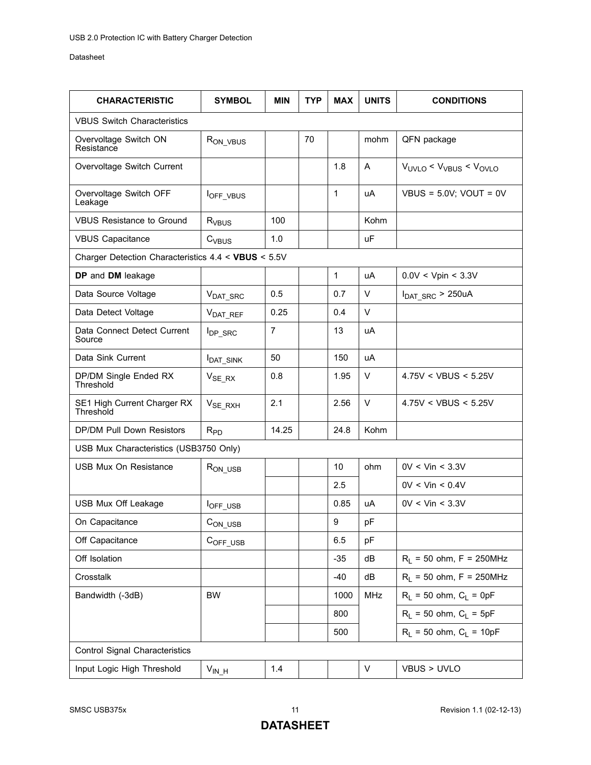| CHARACTERISTIC | SYMBOL | MIN | TYP | MAX | UNITS | CONDITIONS |
|---|---|---|---|---|---|---|
| VBUS Switch Characteristics | | | | | | |
| Overvoltage Switch ON Resistance | $R_{ON\_VBUS}$ | | 70 | | mohm | QFN package |
| Overvoltage Switch Current | | | | 1.8 | A | $V_{UVLO} < V_{VBUS} < V_{OVLO}$ |
| Overvoltage Switch OFF Leakage | $I_{OFF\_VBUS}$ | | | 1 | uA | VBUS = 5.0V; VOUT = 0V |
| VBUS Resistance to Ground | $R_{VBUS}$ | 100 | | | Kohm | |
| VBUS Capacitance | $C_{VBUS}$ | 1.0 | | | uF | |
| Charger Detection Characteristics 4.4 < **VBUS** < 5.5V | | | | | | |
| **DP** and **DM** leakage | | | | 1 | uA | 0.0V < Vpin < 3.3V |
| Data Source Voltage | $V_{DAT\_SRC}$ | 0.5 | | 0.7 | V | $I_{DAT\_SRC}$ > 250uA |
| Data Detect Voltage | $V_{DAT\_REF}$ | 0.25 | | 0.4 | V | |
| Data Connect Detect Current Source | $I_{DP\_SRC}$ | 7 | | 13 | uA | |
| Data Sink Current | $I_{DAT\_SINK}$ | 50 | | 150 | uA | |
| DP/DM Single Ended RX Threshold | $V_{SE\_RX}$ | 0.8 | | 1.95 | V | 4.75V < VBUS < 5.25V |
| SE1 High Current Charger RX Threshold | $V_{SE\_RXH}$ | 2.1 | | 2.56 | V | 4.75V < VBUS < 5.25V |
| DP/DM Pull Down Resistors | $R_{PD}$ | 14.25 | | 24.8 | Kohm | |
| USB Mux Characteristics (USB3750 Only) | | | | | | |
| USB Mux On Resistance | $R_{ON\_USB}$ | | | 10 | ohm | 0V < Vin < 3.3V |
| | | | | 2.5 | | 0V < Vin < 0.4V |
| USB Mux Off Leakage | $I_{OFF\_USB}$ | | | 0.85 | uA | 0V < Vin < 3.3V |
| On Capacitance | $C_{ON\_USB}$ | | | 9 | pF | |
| Off Capacitance | $C_{OFF\_USB}$ | | | 6.5 | pF | |
| Off Isolation | | | | -35 | dB | $R_L$ = 50 ohm, F = 250MHz |
| Crosstalk | | | | -40 | dB | $R_L$ = 50 ohm, F = 250MHz |
| Bandwidth (-3dB) | BW | | | 1000 | MHz | $R_L$ = 50 ohm, $C_L$ = 0pF |
| | | | | 800 | | $R_L$ = 50 ohm, $C_L$ = 5pF |
| | | | | 500 | | $R_L$ = 50 ohm, $C_L$ = 10pF |
| Control Signal Characteristics | | | | | | |
| Input Logic High Threshold | $V_{IN\_H}$ | 1.4 | | | V | VBUS > UVLO |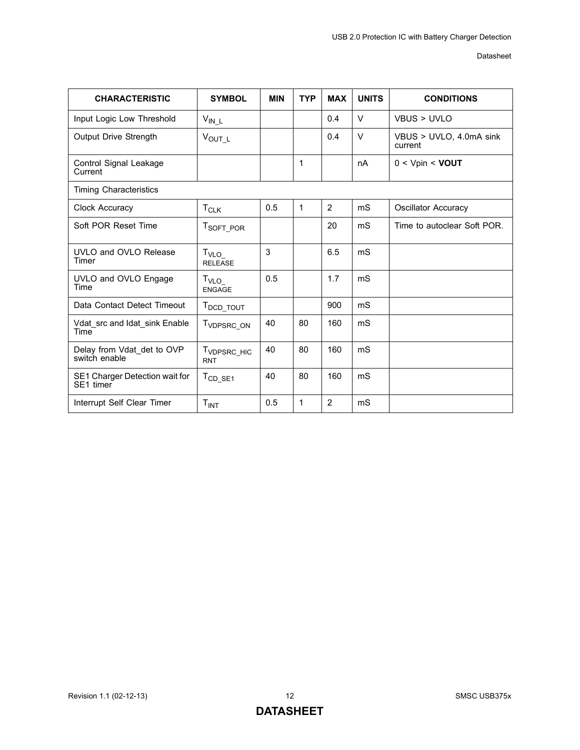| CHARACTERISTIC | SYMBOL | MIN | TYP | MAX | UNITS | CONDITIONS |
|---|---|---|---|---|---|---|
| Input Logic Low Threshold | $V_{IN\_L}$ | | | 0.4 | V | VBUS > UVLO |
| Output Drive Strength | $V_{OUT\_L}$ | | | 0.4 | V | VBUS > UVLO, 4.0mA sink current |
| Control Signal Leakage Current | | | 1 | | nA | 0 < Vpin < **VOUT** |
| Timing Characteristics | | | | | | |
| Clock Accuracy | $T_{CLK}$ | 0.5 | 1 | 2 | mS | Oscillator Accuracy |
| Soft POR Reset Time | $T_{SOFT\_POR}$ | | | 20 | mS | Time to autoclear Soft POR. |
| UVLO and OVLO Release Timer | $T_{VLO\_RELEASE}$ | 3 | | 6.5 | mS | |
| UVLO and OVLO Engage Time | $T_{VLO\_ENGAGE}$ | 0.5 | | 1.7 | mS | |
| Data Contact Detect Timeout | $T_{DCD\_TOUT}$ | | | 900 | mS | |
| Vdat_src and Idat_sink Enable Time | $T_{VDPSRC\_ON}$ | 40 | 80 | 160 | mS | |
| Delay from Vdat_det to OVP switch enable | $T_{VDPSRC\_HICRNT}$ | 40 | 80 | 160 | mS | |
| SE1 Charger Detection wait for SE1 timer | $T_{CD\_SE1}$ | 40 | 80 | 160 | mS | |
| Interrupt Self Clear Timer | $T_{INT}$ | 0.5 | 1 | 2 | mS | |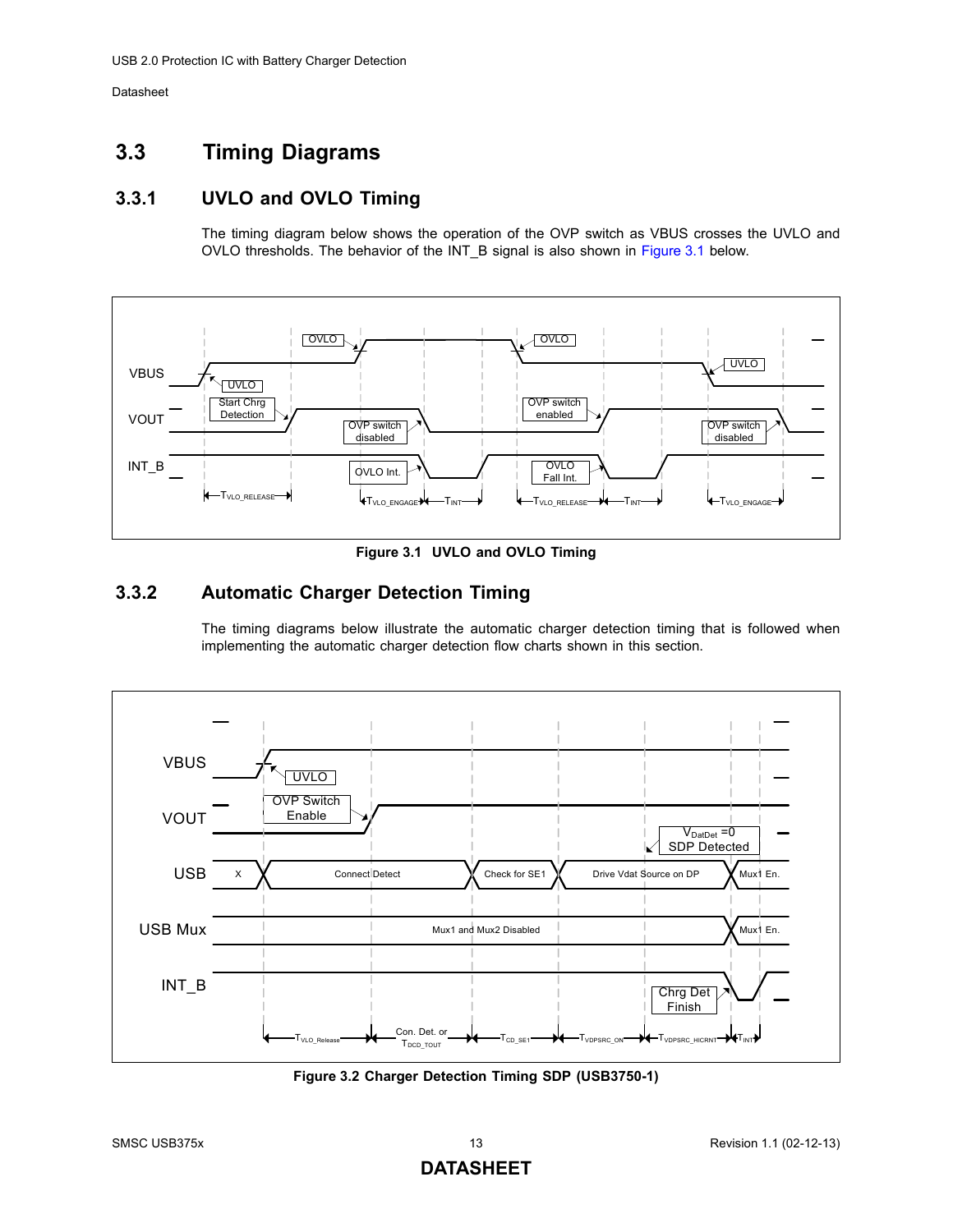## 3.3 Timing Diagrams

### 3.3.1 UVLO and OVLO Timing

The timing diagram below shows the operation of the OVP switch as VBUS crosses the UVLO and OVLO thresholds. The behavior of the INT_B signal is also shown in Figure 3.1 below.

**Figure 3.1 UVLO and OVLO Timing**

### 3.3.2 Automatic Charger Detection Timing

The timing diagrams below illustrate the automatic charger detection timing that is followed when implementing the automatic charger detection flow charts shown in this section.

**Figure 3.2 Charger Detection Timing SDP (USB3750-1)**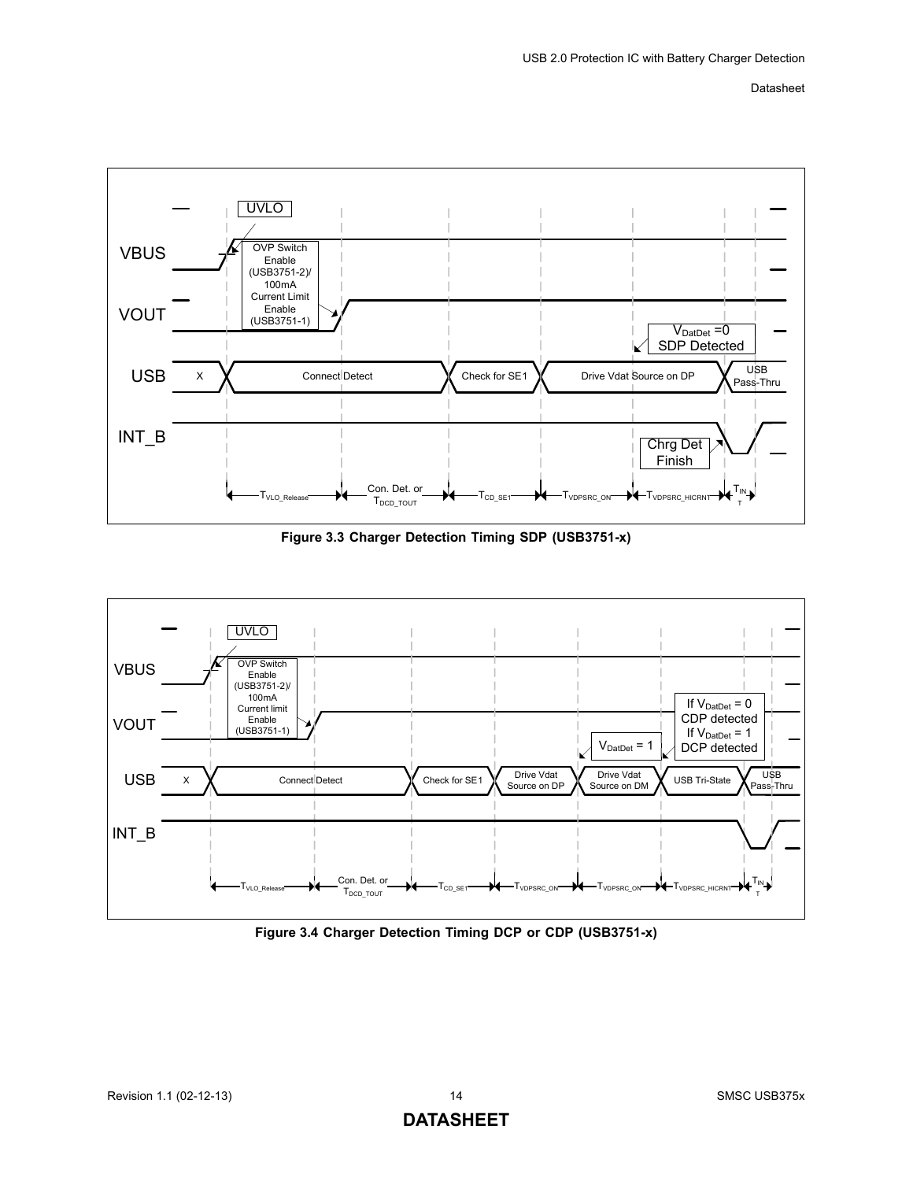Figure 3.3 Charger Detection Timing SDP (USB3751-x)

Figure 3.4 Charger Detection Timing DCP or CDP (USB3751-x)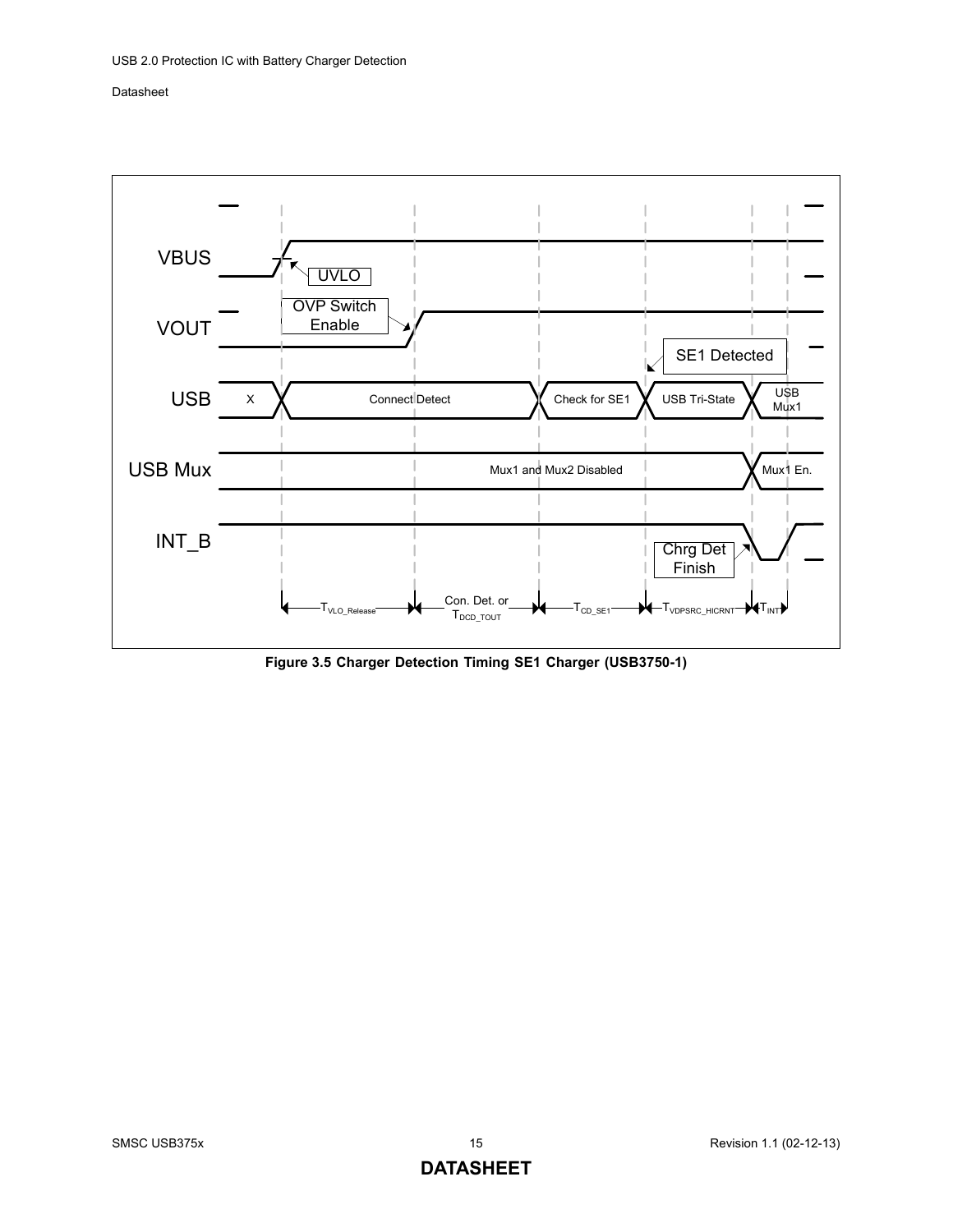VBUS

VOUT

USB

USB Mux

INT_B

UVLO

OVP Switch Enable

SE1 Detected

X | Connect Detect | Check for SE1 | USB Tri-State | USB Mux1

Mux1 and Mux2 Disabled | Mux1 En.

Chrg Det Finish

$T_{VLO\_Release}$ | Con. Det. or $T_{DCD\_TOUT}$ | $T_{CD\_SE1}$ | $T_{VDPSRC\_HICRNT}$ | $T_{INT}$

**Figure 3.5 Charger Detection Timing SE1 Charger (USB3750-1)**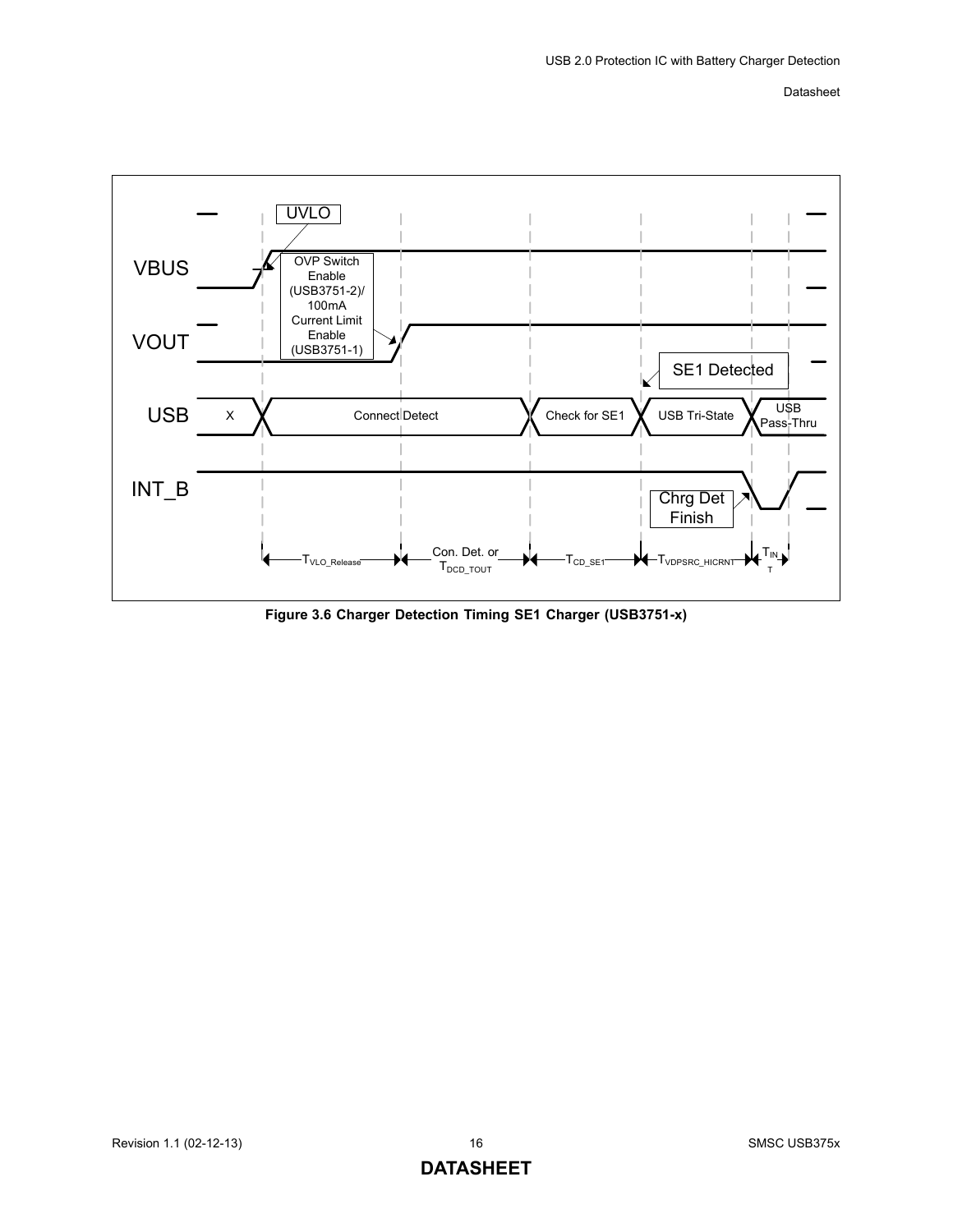**Figure 3.6 Charger Detection Timing SE1 Charger (USB3751-x)**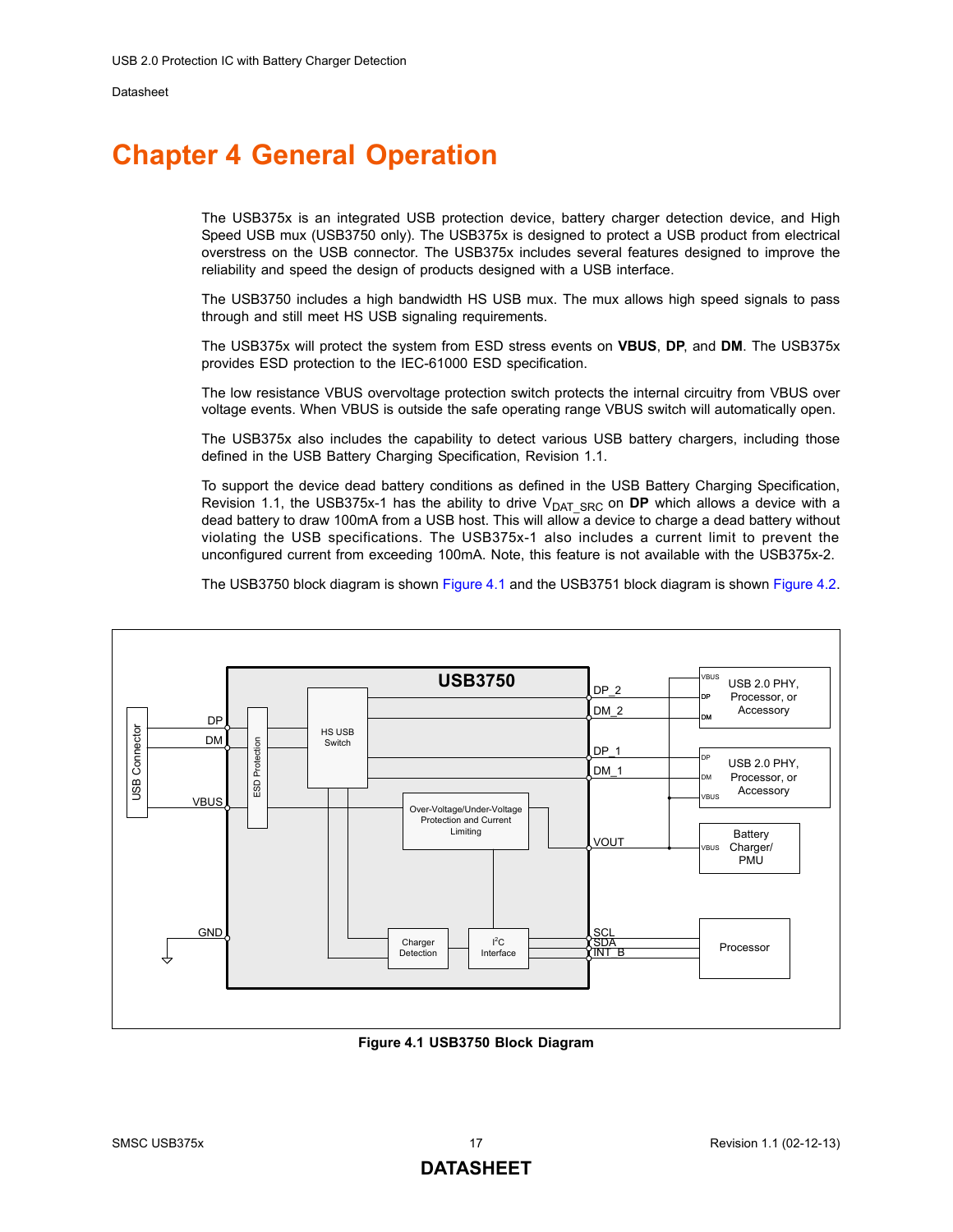# Chapter 4 General Operation

The USB375x is an integrated USB protection device, battery charger detection device, and High Speed USB mux (USB3750 only). The USB375x is designed to protect a USB product from electrical overstress on the USB connector. The USB375x includes several features designed to improve the reliability and speed the design of products designed with a USB interface.

The USB3750 includes a high bandwidth HS USB mux. The mux allows high speed signals to pass through and still meet HS USB signaling requirements.

The USB375x will protect the system from ESD stress events on **VBUS**, **DP**, and **DM**. The USB375x provides ESD protection to the IEC-61000 ESD specification.

The low resistance VBUS overvoltage protection switch protects the internal circuitry from VBUS over voltage events. When VBUS is outside the safe operating range VBUS switch will automatically open.

The USB375x also includes the capability to detect various USB battery chargers, including those defined in the USB Battery Charging Specification, Revision 1.1.

To support the device dead battery conditions as defined in the USB Battery Charging Specification, Revision 1.1, the USB375x-1 has the ability to drive $V_{DAT\_SRC}$ on **DP** which allows a device with a dead battery to draw 100mA from a USB host. This will allow a device to charge a dead battery without violating the USB specifications. The USB375x-1 also includes a current limit to prevent the unconfigured current from exceeding 100mA. Note, this feature is not available with the USB375x-2.

The USB3750 block diagram is shown Figure 4.1 and the USB3751 block diagram is shown Figure 4.2.

**Figure 4.1 USB3750 Block Diagram**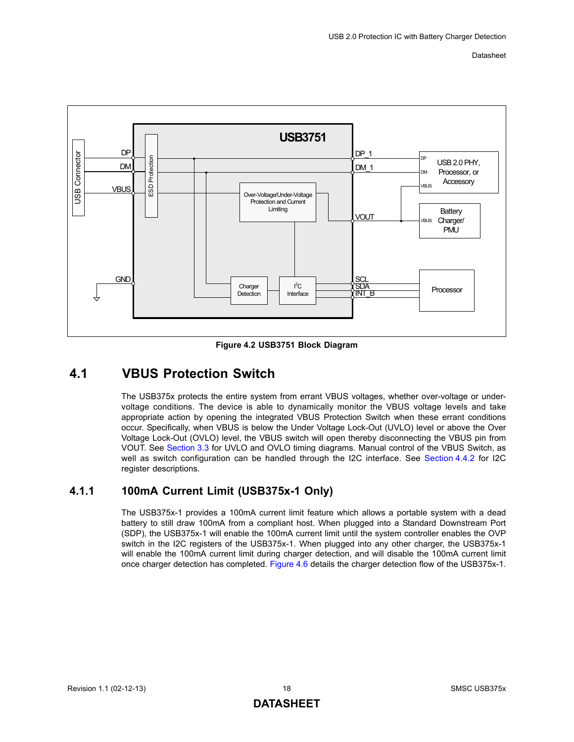**Figure 4.2 USB3751 Block Diagram**

## 4.1 VBUS Protection Switch

The USB375x protects the entire system from errant VBUS voltages, whether over-voltage or under-voltage conditions. The device is able to dynamically monitor the VBUS voltage levels and take appropriate action by opening the integrated VBUS Protection Switch when these errant conditions occur. Specifically, when VBUS is below the Under Voltage Lock-Out (UVLO) level or above the Over Voltage Lock-Out (OVLO) level, the VBUS switch will open thereby disconnecting the VBUS pin from VOUT. See Section 3.3 for UVLO and OVLO timing diagrams. Manual control of the VBUS Switch, as well as switch configuration can be handled through the I2C interface. See Section 4.4.2 for I2C register descriptions.

### 4.1.1 100mA Current Limit (USB375x-1 Only)

The USB375x-1 provides a 100mA current limit feature which allows a portable system with a dead battery to still draw 100mA from a compliant host. When plugged into a Standard Downstream Port (SDP), the USB375x-1 will enable the 100mA current limit until the system controller enables the OVP switch in the I2C registers of the USB375x-1. When plugged into any other charger, the USB375x-1 will enable the 100mA current limit during charger detection, and will disable the 100mA current limit once charger detection has completed. Figure 4.6 details the charger detection flow of the USB375x-1.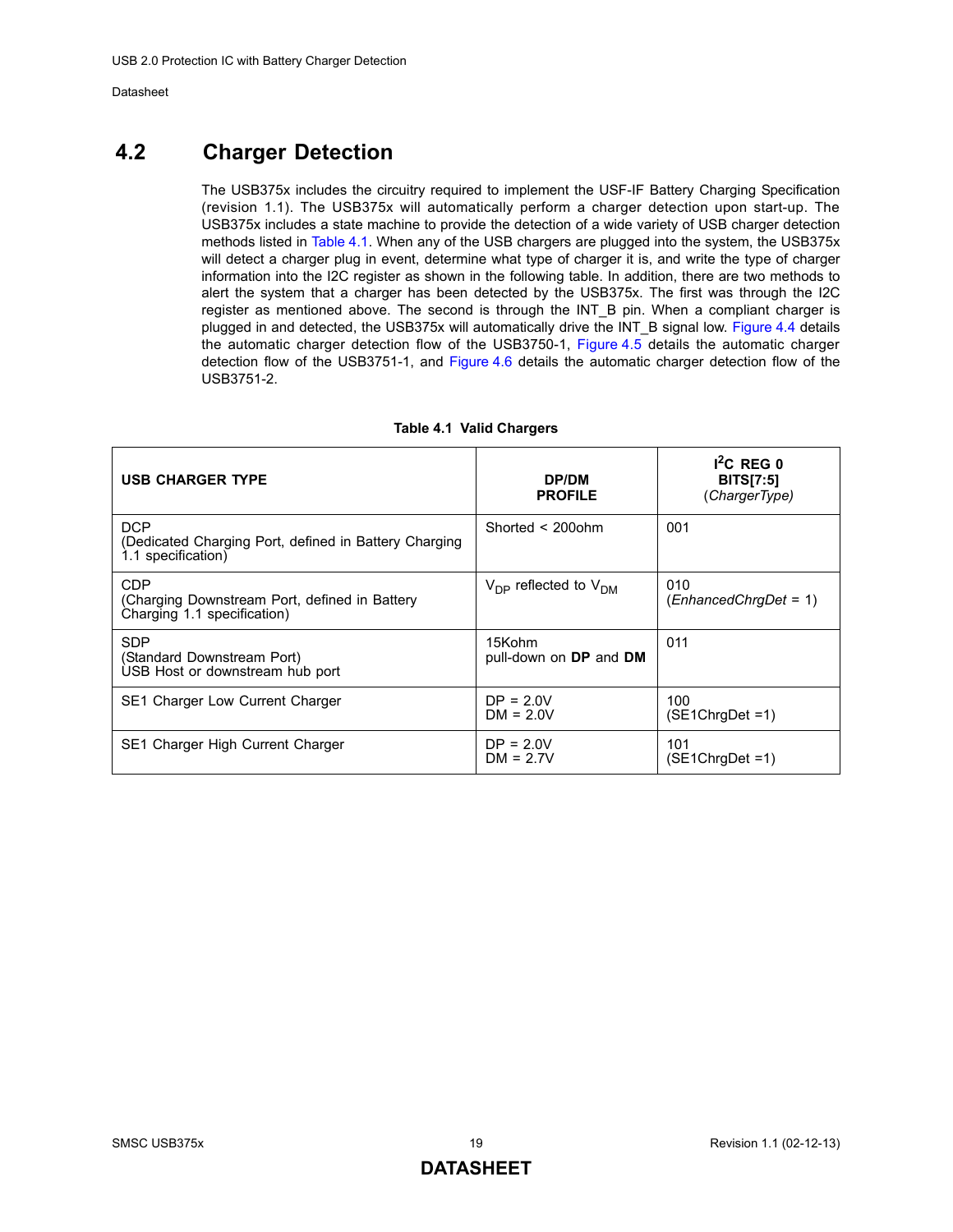## 4.2 Charger Detection

The USB375x includes the circuitry required to implement the USF-IF Battery Charging Specification (revision 1.1). The USB375x will automatically perform a charger detection upon start-up. The USB375x includes a state machine to provide the detection of a wide variety of USB charger detection methods listed in Table 4.1. When any of the USB chargers are plugged into the system, the USB375x will detect a charger plug in event, determine what type of charger it is, and write the type of charger information into the I2C register as shown in the following table. In addition, there are two methods to alert the system that a charger has been detected by the USB375x. The first was through the I2C register as mentioned above. The second is through the INT_B pin. When a compliant charger is plugged in and detected, the USB375x will automatically drive the INT_B signal low. Figure 4.4 details the automatic charger detection flow of the USB3750-1, Figure 4.5 details the automatic charger detection flow of the USB3751-1, and Figure 4.6 details the automatic charger detection flow of the USB3751-2.

**Table 4.1 Valid Chargers**

| USB CHARGER TYPE | DP/DM PROFILE | $I^2C$ REG 0 BITS[7:5] (*ChargerType*) |
|---|---|---|
| DCP<br>(Dedicated Charging Port, defined in Battery Charging 1.1 specification) | Shorted < 200ohm | 001 |
| CDP<br>(Charging Downstream Port, defined in Battery Charging 1.1 specification) | $V_{DP}$ reflected to $V_{DM}$ | 010<br>(*EnhancedChrgDet* = 1) |
| SDP<br>(Standard Downstream Port)<br>USB Host or downstream hub port | 15Kohm<br>pull-down on **DP** and **DM** | 011 |
| SE1 Charger Low Current Charger | DP = 2.0V<br>DM = 2.0V | 100<br>(SE1ChrgDet =1) |
| SE1 Charger High Current Charger | DP = 2.0V<br>DM = 2.7V | 101<br>(SE1ChrgDet =1) |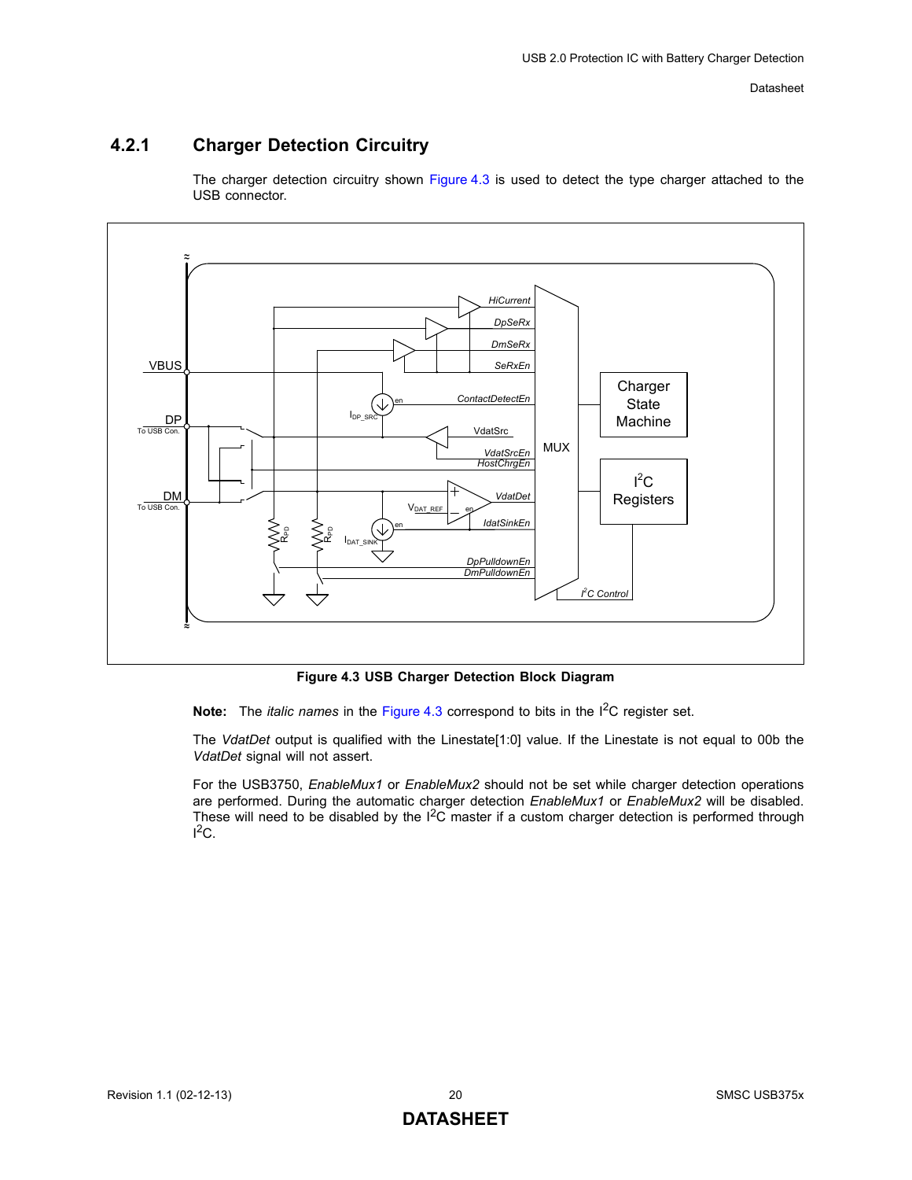### 4.2.1 Charger Detection Circuitry

The charger detection circuitry shown Figure 4.3 is used to detect the type charger attached to the USB connector.

**Figure 4.3 USB Charger Detection Block Diagram**

**Note:** The *italic names* in the Figure 4.3 correspond to bits in the I²C register set.

The *VdatDet* output is qualified with the Linestate[1:0] value. If the Linestate is not equal to 00b the *VdatDet* signal will not assert.

For the USB3750, *EnableMux1* or *EnableMux2* should not be set while charger detection operations are performed. During the automatic charger detection *EnableMux1* or *EnableMux2* will be disabled. These will need to be disabled by the I²C master if a custom charger detection is performed through I²C.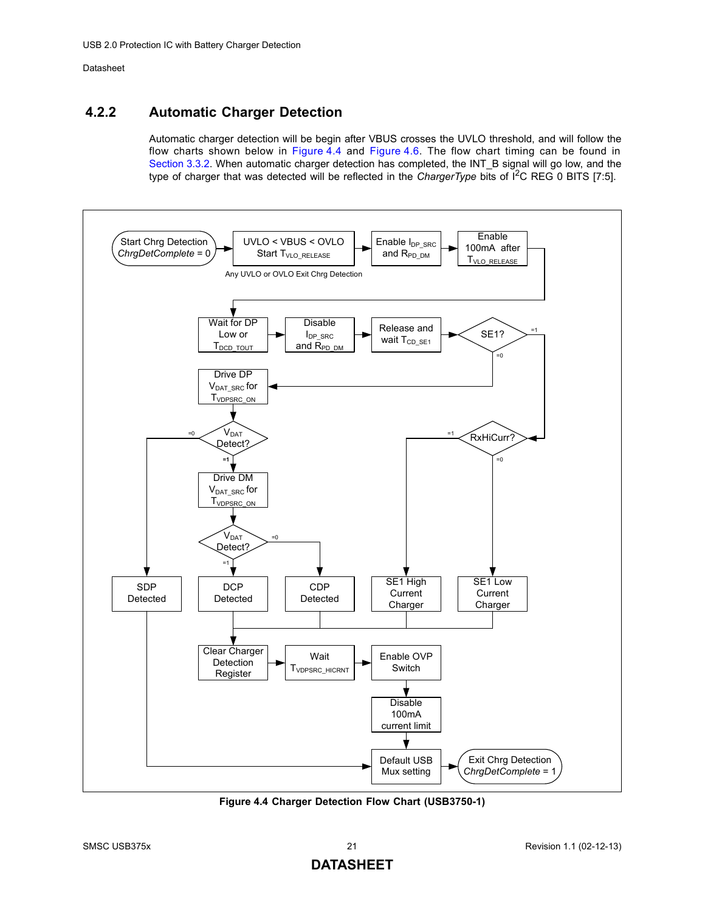### 4.2.2 Automatic Charger Detection

Automatic charger detection will be begin after VBUS crosses the UVLO threshold, and will follow the flow charts shown below in Figure 4.4 and Figure 4.6. The flow chart timing can be found in Section 3.3.2. When automatic charger detection has completed, the INT_B signal will go low, and the type of charger that was detected will be reflected in the *ChargerType* bits of I$^2$C REG 0 BITS [7:5].

Figure 4.4 Charger Detection Flow Chart (USB3750-1)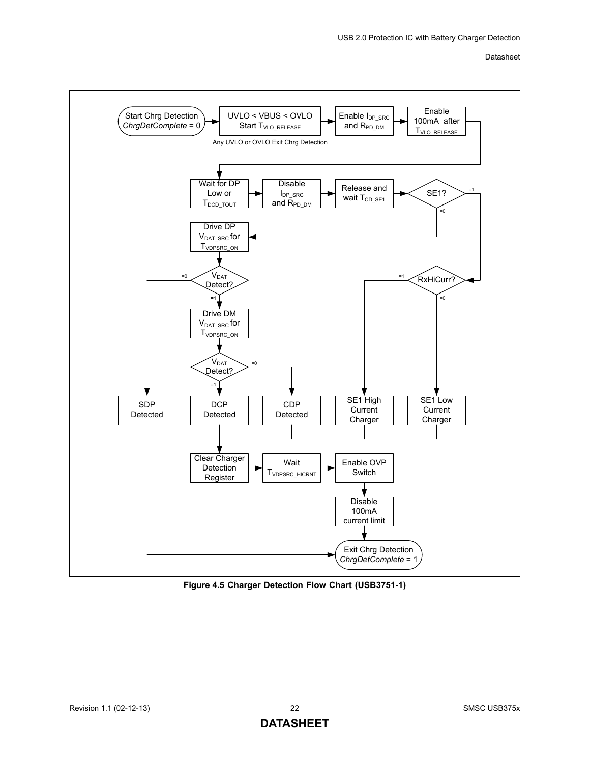Start Chrg Detection
*ChrgDetComplete* = 0

UVLO < VBUS < OVLO
Start $T_{VLO\_RELEASE}$

Any UVLO or OVLO Exit Chrg Detection

Enable $I_{DP\_SRC}$ and $R_{PD\_DM}$

Enable 100mA after $T_{VLO\_RELEASE}$

Wait for DP Low or $T_{DCD\_TOUT}$

Disable $I_{DP\_SRC}$ and $R_{PD\_DM}$

Release and wait $T_{CD\_SE1}$

SE1? (=1 → RxHiCurr?; =0 → Drive DP)

Drive DP $V_{DAT\_SRC}$ for $T_{VDPSRC\_ON}$

$V_{DAT}$ Detect? (=0 → SDP Detected; =1 → Drive DM)

Drive DM $V_{DAT\_SRC}$ for $T_{VDPSRC\_ON}$

$V_{DAT}$ Detect? (=1 → DCP Detected; =0 → CDP Detected)

RxHiCurr? (=1 → SE1 High Current Charger; =0 → SE1 Low Current Charger)

SDP Detected

DCP Detected

CDP Detected

SE1 High Current Charger

SE1 Low Current Charger

Clear Charger Detection Register

Wait $T_{VDPSRC\_HICRNT}$

Enable OVP Switch

Disable 100mA current limit

Exit Chrg Detection
*ChrgDetComplete* = 1

**Figure 4.5 Charger Detection Flow Chart (USB3751-1)**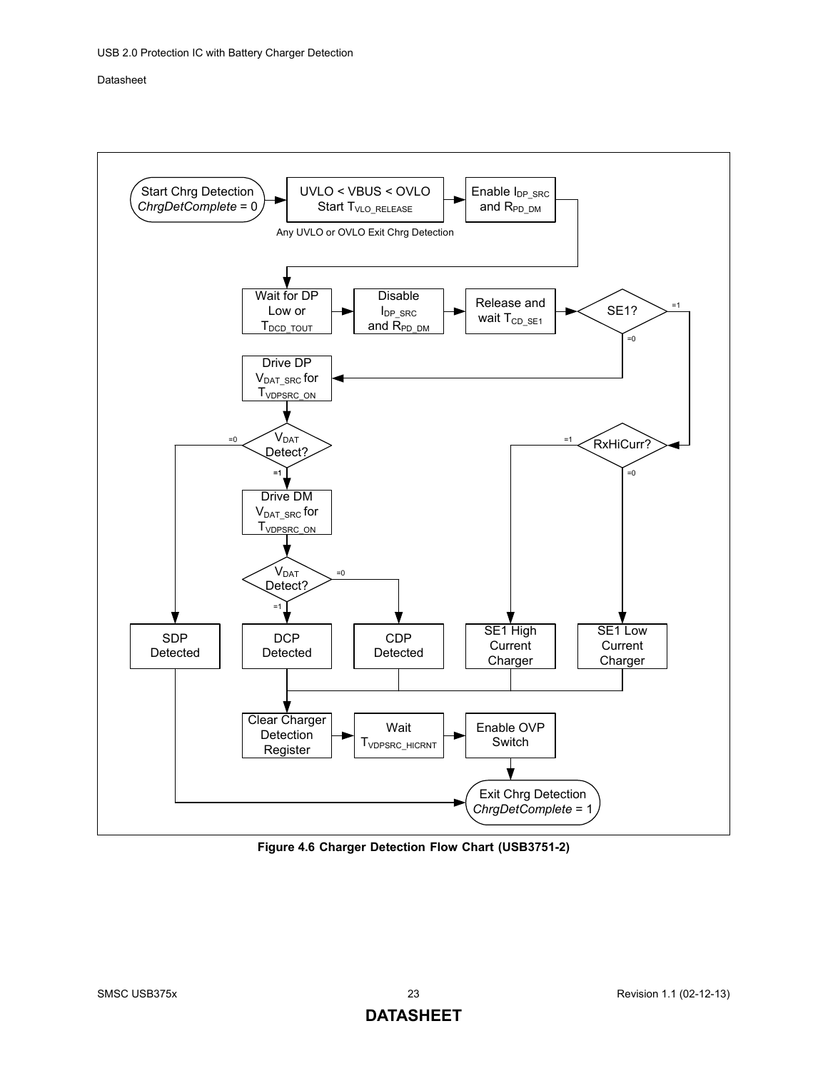Start Chrg Detection
*ChrgDetComplete* = 0

UVLO < VBUS < OVLO
Start $T_{VLO\_RELEASE}$

Any UVLO or OVLO Exit Chrg Detection

Enable $I_{DP\_SRC}$ and $R_{PD\_DM}$

Wait for DP Low or $T_{DCD\_TOUT}$

Disable $I_{DP\_SRC}$ and $R_{PD\_DM}$

Release and wait $T_{CD\_SE1}$

SE1? (=1 / =0)

Drive DP $V_{DAT\_SRC}$ for $T_{VDPSRC\_ON}$

$V_{DAT}$ Detect? (=0 / =1)

Drive DM $V_{DAT\_SRC}$ for $T_{VDPSRC\_ON}$

$V_{DAT}$ Detect? (=0 / =1)

RxHiCurr? (=1 / =0)

SDP Detected

DCP Detected

CDP Detected

SE1 High Current Charger

SE1 Low Current Charger

Clear Charger Detection Register

Wait $T_{VDPSRC\_HICRNT}$

Enable OVP Switch

Exit Chrg Detection
*ChrgDetComplete* = 1

**Figure 4.6 Charger Detection Flow Chart (USB3751-2)**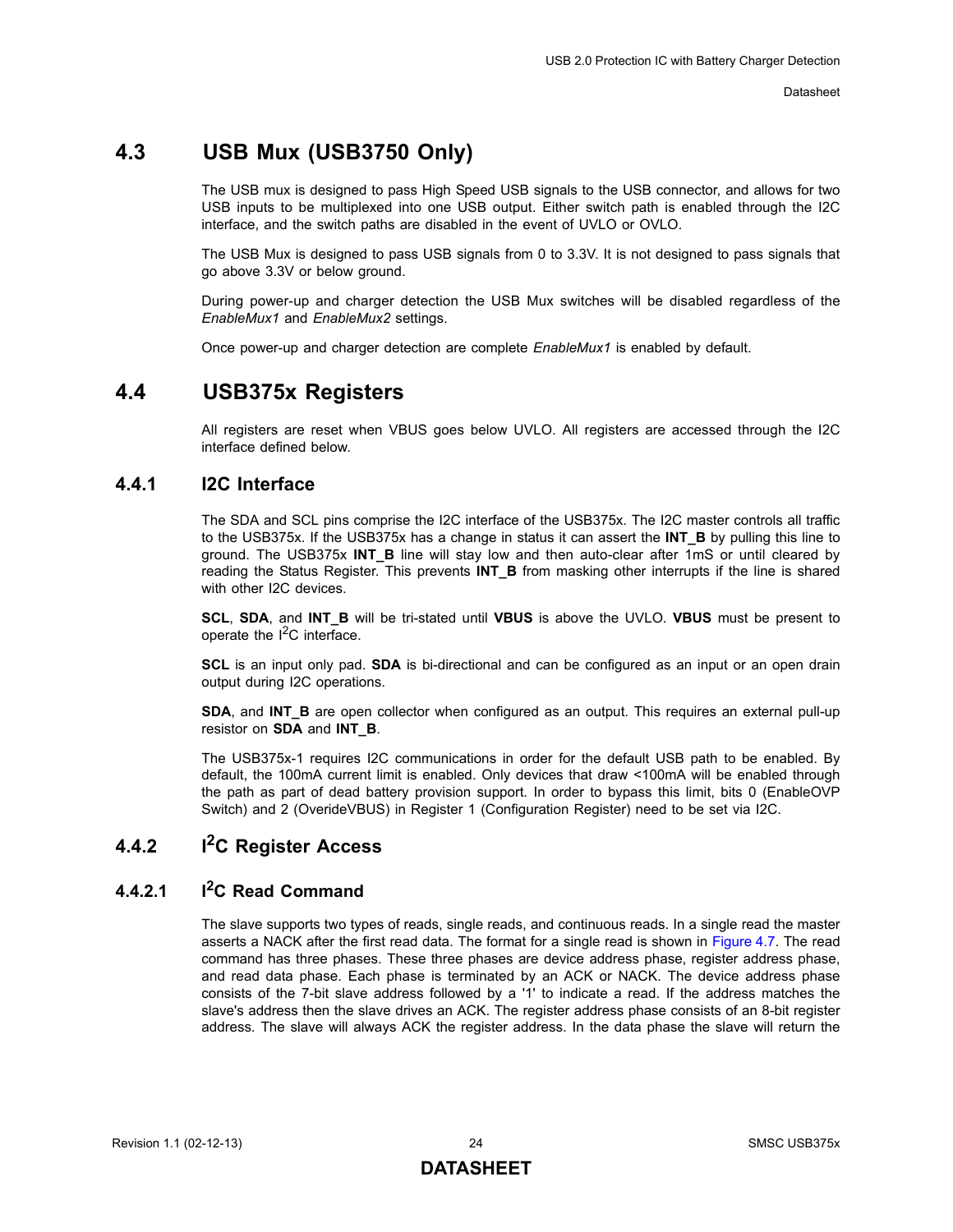## 4.3 USB Mux (USB3750 Only)

The USB mux is designed to pass High Speed USB signals to the USB connector, and allows for two USB inputs to be multiplexed into one USB output. Either switch path is enabled through the I2C interface, and the switch paths are disabled in the event of UVLO or OVLO.

The USB Mux is designed to pass USB signals from 0 to 3.3V. It is not designed to pass signals that go above 3.3V or below ground.

During power-up and charger detection the USB Mux switches will be disabled regardless of the *EnableMux1* and *EnableMux2* settings.

Once power-up and charger detection are complete *EnableMux1* is enabled by default.

## 4.4 USB375x Registers

All registers are reset when VBUS goes below UVLO. All registers are accessed through the I2C interface defined below.

### 4.4.1 I2C Interface

The SDA and SCL pins comprise the I2C interface of the USB375x. The I2C master controls all traffic to the USB375x. If the USB375x has a change in status it can assert the **INT_B** by pulling this line to ground. The USB375x **INT_B** line will stay low and then auto-clear after 1mS or until cleared by reading the Status Register. This prevents **INT_B** from masking other interrupts if the line is shared with other I2C devices.

**SCL**, **SDA**, and **INT_B** will be tri-stated until **VBUS** is above the UVLO. **VBUS** must be present to operate the $I^2C$ interface.

**SCL** is an input only pad. **SDA** is bi-directional and can be configured as an input or an open drain output during I2C operations.

**SDA**, and **INT_B** are open collector when configured as an output. This requires an external pull-up resistor on **SDA** and **INT_B**.

The USB375x-1 requires I2C communications in order for the default USB path to be enabled. By default, the 100mA current limit is enabled. Only devices that draw <100mA will be enabled through the path as part of dead battery provision support. In order to bypass this limit, bits 0 (EnableOVP Switch) and 2 (OverideVBUS) in Register 1 (Configuration Register) need to be set via I2C.

### 4.4.2 $I^2C$ Register Access

#### 4.4.2.1 $I^2C$ Read Command

The slave supports two types of reads, single reads, and continuous reads. In a single read the master asserts a NACK after the first read data. The format for a single read is shown in Figure 4.7. The read command has three phases. These three phases are device address phase, register address phase, and read data phase. Each phase is terminated by an ACK or NACK. The device address phase consists of the 7-bit slave address followed by a '1' to indicate a read. If the address matches the slave's address then the slave drives an ACK. The register address phase consists of an 8-bit register address. The slave will always ACK the register address. In the data phase the slave will return the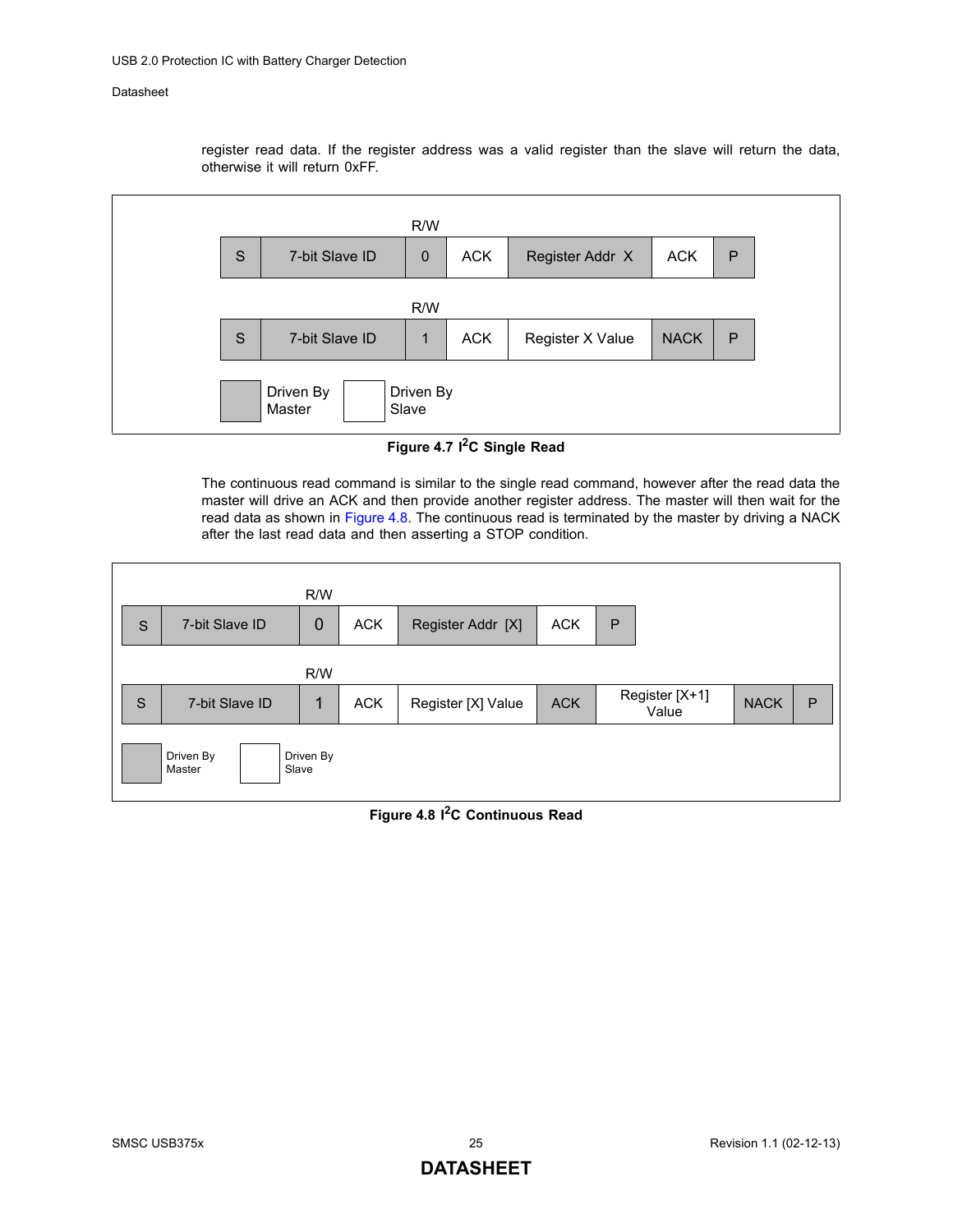register read data. If the register address was a valid register than the slave will return the data, otherwise it will return 0xFF.

| S | 7-bit Slave ID | R/W 0 | ACK | Register Addr X | ACK | P |
|---|---|---|---|---|---|---|

| S | 7-bit Slave ID | R/W 1 | ACK | Register X Value | NACK | P |
|---|---|---|---|---|---|---|

Driven By Master (shaded) / Driven By Slave (unshaded)

**Figure 4.7 I²C Single Read**

The continuous read command is similar to the single read command, however after the read data the master will drive an ACK and then provide another register address. The master will then wait for the read data as shown in Figure 4.8. The continuous read is terminated by the master by driving a NACK after the last read data and then asserting a STOP condition.

| S | 7-bit Slave ID | R/W 0 | ACK | Register Addr [X] | ACK | P |
|---|---|---|---|---|---|---|

| S | 7-bit Slave ID | R/W 1 | ACK | Register [X] Value | ACK | Register [X+1] Value | NACK | P |
|---|---|---|---|---|---|---|---|---|

Driven By Master (shaded) / Driven By Slave (unshaded)

**Figure 4.8 I²C Continuous Read**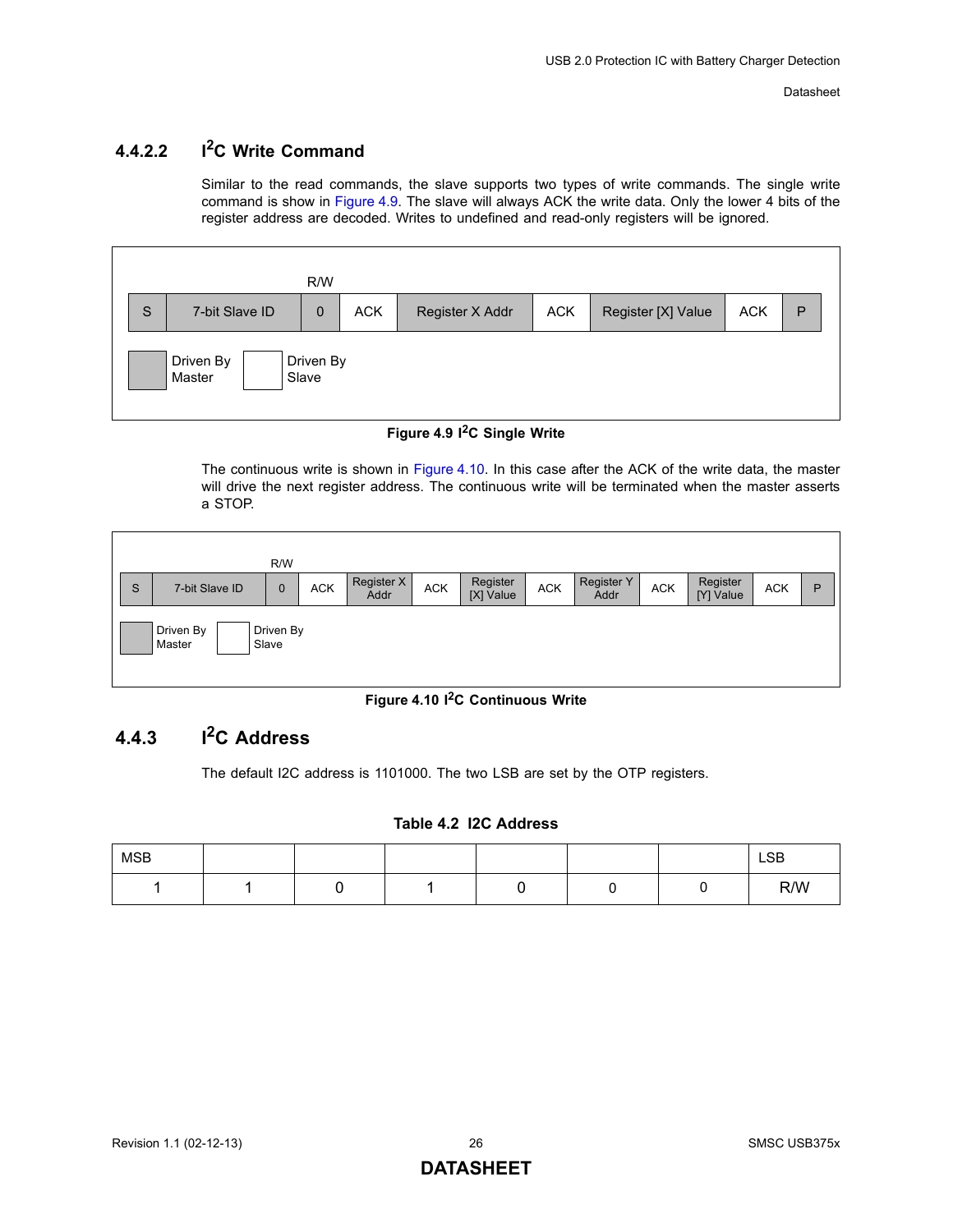#### 4.4.2.2 I²C Write Command

Similar to the read commands, the slave supports two types of write commands. The single write command is show in Figure 4.9. The slave will always ACK the write data. Only the lower 4 bits of the register address are decoded. Writes to undefined and read-only registers will be ignored.

| S | 7-bit Slave ID | R/W 0 | ACK | Register X Addr | ACK | Register [X] Value | ACK | P |
|---|---|---|---|---|---|---|---|---|

Driven By Master (shaded) / Driven By Slave (unshaded)

**Figure 4.9 I²C Single Write**

The continuous write is shown in Figure 4.10. In this case after the ACK of the write data, the master will drive the next register address. The continuous write will be terminated when the master asserts a STOP.

| S | 7-bit Slave ID | R/W 0 | ACK | Register X Addr | ACK | Register [X] Value | ACK | Register Y Addr | ACK | Register [Y] Value | ACK | P |
|---|---|---|---|---|---|---|---|---|---|---|---|---|

Driven By Master (shaded) / Driven By Slave (unshaded)

**Figure 4.10 I²C Continuous Write**

### 4.4.3 I²C Address

The default I2C address is 1101000. The two LSB are set by the OTP registers.

**Table 4.2 I2C Address**

| MSB | | | | | | | LSB |
|---|---|---|---|---|---|---|---|
| 1 | 1 | 0 | 1 | 0 | 0 | 0 | R/W |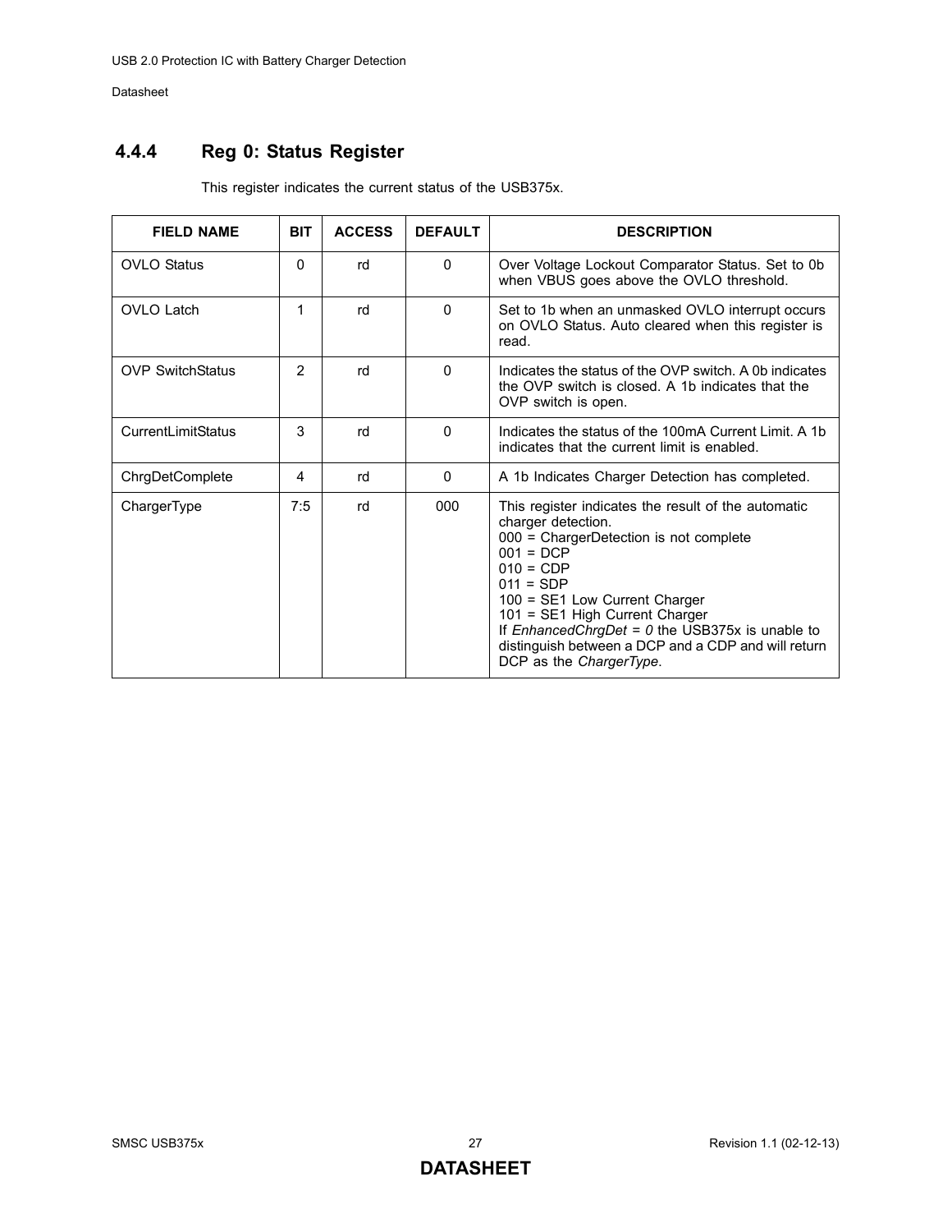### 4.4.4 Reg 0: Status Register

This register indicates the current status of the USB375x.

| FIELD NAME | BIT | ACCESS | DEFAULT | DESCRIPTION |
| --- | --- | --- | --- | --- |
| OVLO Status | 0 | rd | 0 | Over Voltage Lockout Comparator Status. Set to 0b when VBUS goes above the OVLO threshold. |
| OVLO Latch | 1 | rd | 0 | Set to 1b when an unmasked OVLO interrupt occurs on OVLO Status. Auto cleared when this register is read. |
| OVP SwitchStatus | 2 | rd | 0 | Indicates the status of the OVP switch. A 0b indicates the OVP switch is closed. A 1b indicates that the OVP switch is open. |
| CurrentLimitStatus | 3 | rd | 0 | Indicates the status of the 100mA Current Limit. A 1b indicates that the current limit is enabled. |
| ChrgDetComplete | 4 | rd | 0 | A 1b Indicates Charger Detection has completed. |
| ChargerType | 7:5 | rd | 000 | This register indicates the result of the automatic charger detection.<br>000 = ChargerDetection is not complete<br>001 = DCP<br>010 = CDP<br>011 = SDP<br>100 = SE1 Low Current Charger<br>101 = SE1 High Current Charger<br>If *EnhancedChrgDet = 0* the USB375x is unable to distinguish between a DCP and a CDP and will return DCP as the *ChargerType*. |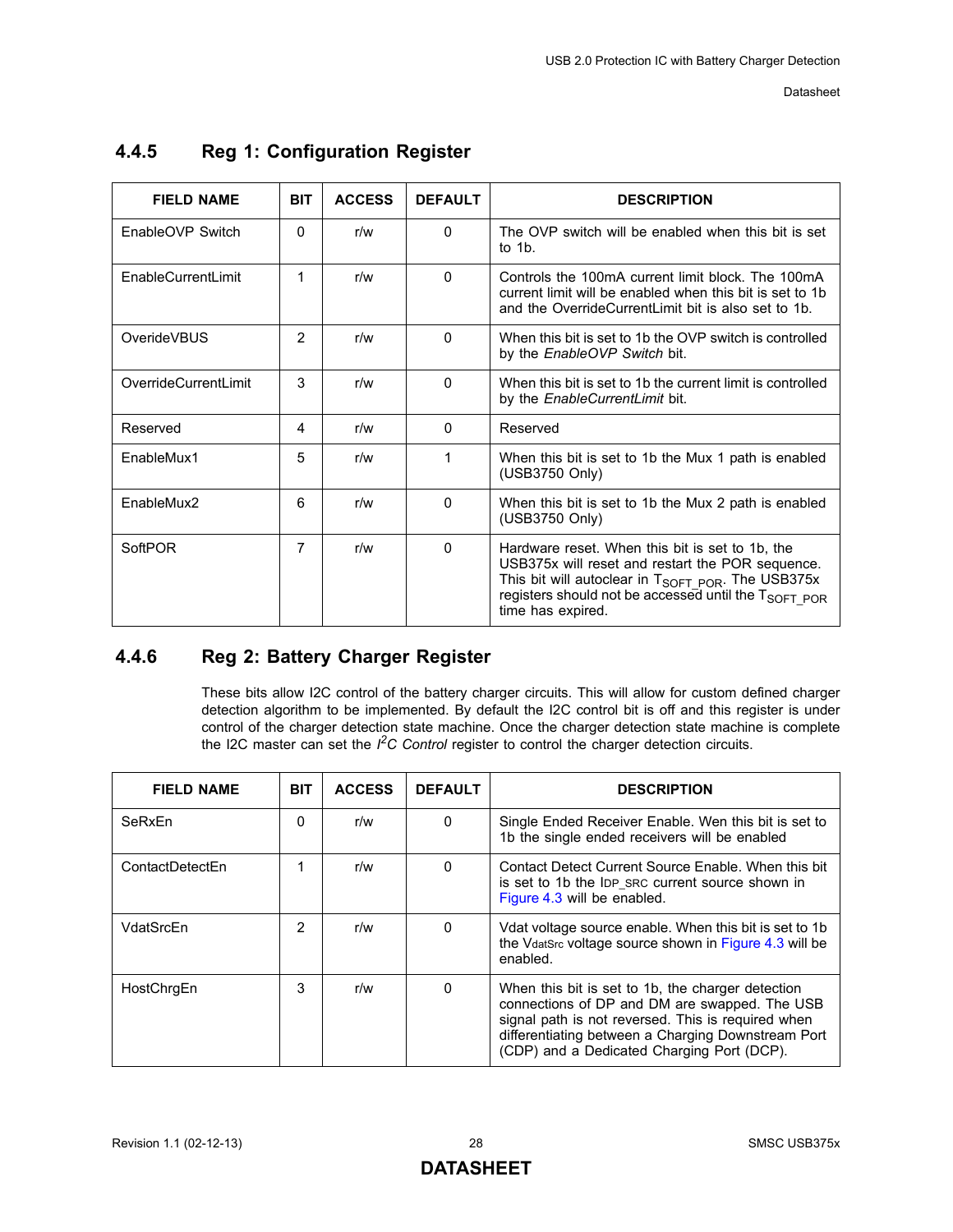### 4.4.5 Reg 1: Configuration Register

| FIELD NAME | BIT | ACCESS | DEFAULT | DESCRIPTION |
|---|---|---|---|---|
| EnableOVP Switch | 0 | r/w | 0 | The OVP switch will be enabled when this bit is set to 1b. |
| EnableCurrentLimit | 1 | r/w | 0 | Controls the 100mA current limit block. The 100mA current limit will be enabled when this bit is set to 1b and the OverrideCurrentLimit bit is also set to 1b. |
| OverideVBUS | 2 | r/w | 0 | When this bit is set to 1b the OVP switch is controlled by the *EnableOVP Switch* bit. |
| OverrideCurrentLimit | 3 | r/w | 0 | When this bit is set to 1b the current limit is controlled by the *EnableCurrentLimit* bit. |
| Reserved | 4 | r/w | 0 | Reserved |
| EnableMux1 | 5 | r/w | 1 | When this bit is set to 1b the Mux 1 path is enabled (USB3750 Only) |
| EnableMux2 | 6 | r/w | 0 | When this bit is set to 1b the Mux 2 path is enabled (USB3750 Only) |
| SoftPOR | 7 | r/w | 0 | Hardware reset. When this bit is set to 1b, the USB375x will reset and restart the POR sequence. This bit will autoclear in $T_{SOFT\_POR}$. The USB375x registers should not be accessed until the $T_{SOFT\_POR}$ time has expired. |

### 4.4.6 Reg 2: Battery Charger Register

These bits allow I2C control of the battery charger circuits. This will allow for custom defined charger detection algorithm to be implemented. By default the I2C control bit is off and this register is under control of the charger detection state machine. Once the charger detection state machine is complete the I2C master can set the *$I^2C$ Control* register to control the charger detection circuits.

| FIELD NAME | BIT | ACCESS | DEFAULT | DESCRIPTION |
|---|---|---|---|---|
| SeRxEn | 0 | r/w | 0 | Single Ended Receiver Enable. Wen this bit is set to 1b the single ended receivers will be enabled |
| ContactDetectEn | 1 | r/w | 0 | Contact Detect Current Source Enable. When this bit is set to 1b the $I_{DP\_SRC}$ current source shown in Figure 4.3 will be enabled. |
| VdatSrcEn | 2 | r/w | 0 | Vdat voltage source enable. When this bit is set to 1b the $V_{datSrc}$ voltage source shown in Figure 4.3 will be enabled. |
| HostChrgEn | 3 | r/w | 0 | When this bit is set to 1b, the charger detection connections of DP and DM are swapped. The USB signal path is not reversed. This is required when differentiating between a Charging Downstream Port (CDP) and a Dedicated Charging Port (DCP). |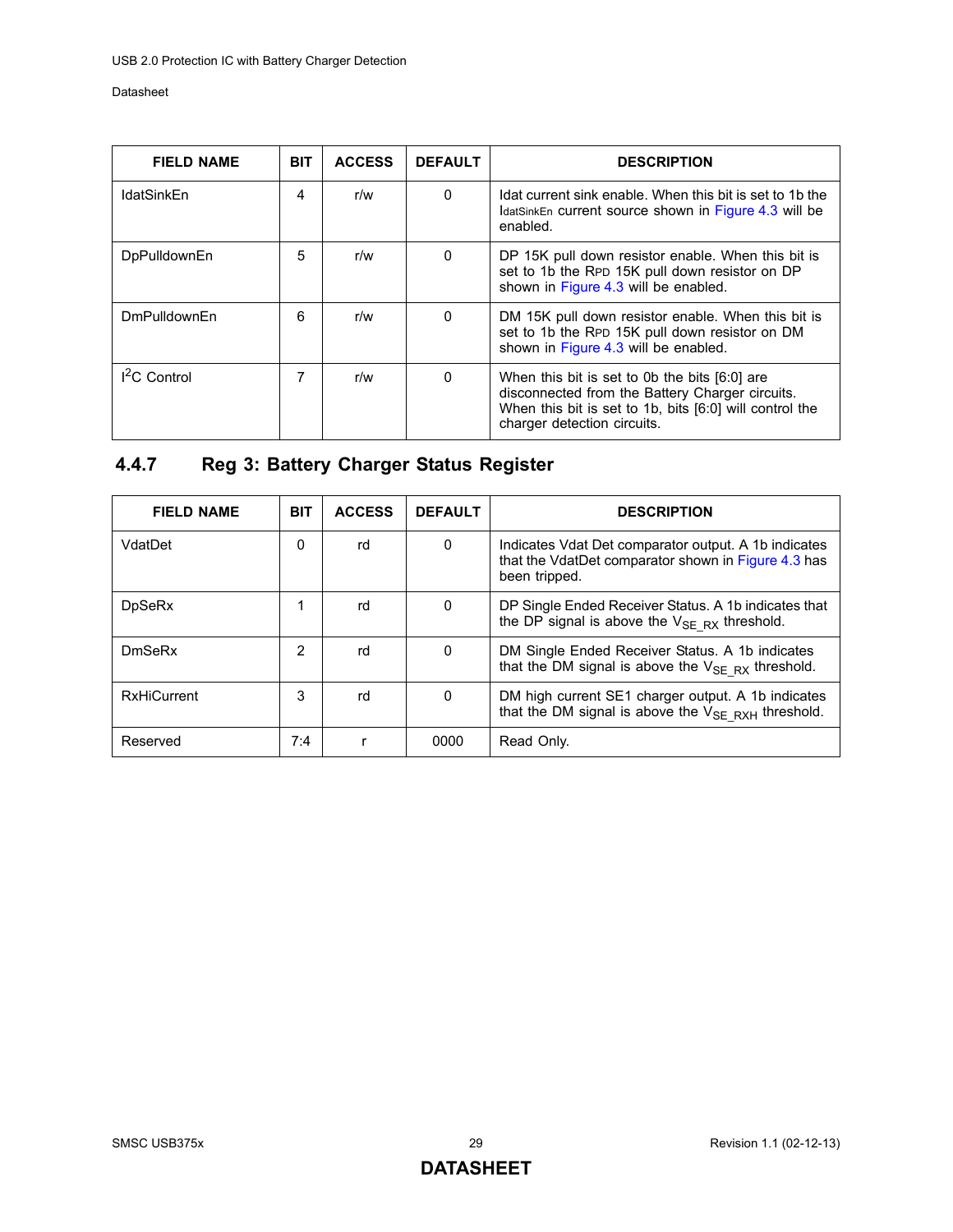| FIELD NAME | BIT | ACCESS | DEFAULT | DESCRIPTION |
|---|---|---|---|---|
| IdatSinkEn | 4 | r/w | 0 | Idat current sink enable. When this bit is set to 1b the $I_{datSinkEn}$ current source shown in Figure 4.3 will be enabled. |
| DpPulldownEn | 5 | r/w | 0 | DP 15K pull down resistor enable. When this bit is set to 1b the $R_{PD}$ 15K pull down resistor on DP shown in Figure 4.3 will be enabled. |
| DmPulldownEn | 6 | r/w | 0 | DM 15K pull down resistor enable. When this bit is set to 1b the $R_{PD}$ 15K pull down resistor on DM shown in Figure 4.3 will be enabled. |
| $I^2C$ Control | 7 | r/w | 0 | When this bit is set to 0b the bits [6:0] are disconnected from the Battery Charger circuits. When this bit is set to 1b, bits [6:0] will control the charger detection circuits. |

### 4.4.7 Reg 3: Battery Charger Status Register

| FIELD NAME | BIT | ACCESS | DEFAULT | DESCRIPTION |
|---|---|---|---|---|
| VdatDet | 0 | rd | 0 | Indicates Vdat Det comparator output. A 1b indicates that the VdatDet comparator shown in Figure 4.3 has been tripped. |
| DpSeRx | 1 | rd | 0 | DP Single Ended Receiver Status. A 1b indicates that the DP signal is above the $V_{SE\_RX}$ threshold. |
| DmSeRx | 2 | rd | 0 | DM Single Ended Receiver Status. A 1b indicates that the DM signal is above the $V_{SE\_RX}$ threshold. |
| RxHiCurrent | 3 | rd | 0 | DM high current SE1 charger output. A 1b indicates that the DM signal is above the $V_{SE\_RXH}$ threshold. |
| Reserved | 7:4 | r | 0000 | Read Only. |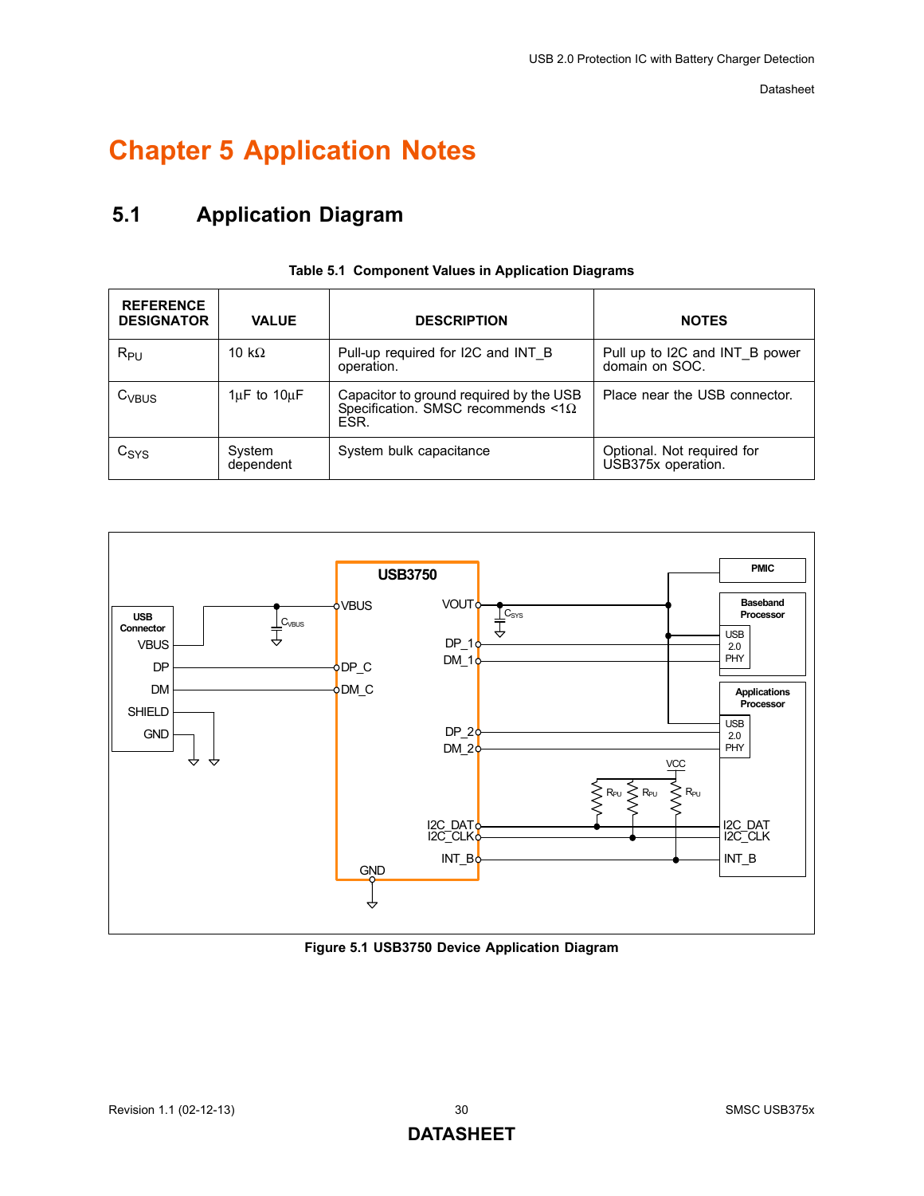# Chapter 5 Application Notes

## 5.1 Application Diagram

**Table 5.1 Component Values in Application Diagrams**

| REFERENCE DESIGNATOR | VALUE | DESCRIPTION | NOTES |
|---|---|---|---|
| $R_{PU}$ | 10 kΩ | Pull-up required for I2C and INT_B operation. | Pull up to I2C and INT_B power domain on SOC. |
| $C_{VBUS}$ | 1µF to 10µF | Capacitor to ground required by the USB Specification. SMSC recommends <1Ω ESR. | Place near the USB connector. |
| $C_{SYS}$ | System dependent | System bulk capacitance | Optional. Not required for USB375x operation. |

**Figure 5.1 USB3750 Device Application Diagram**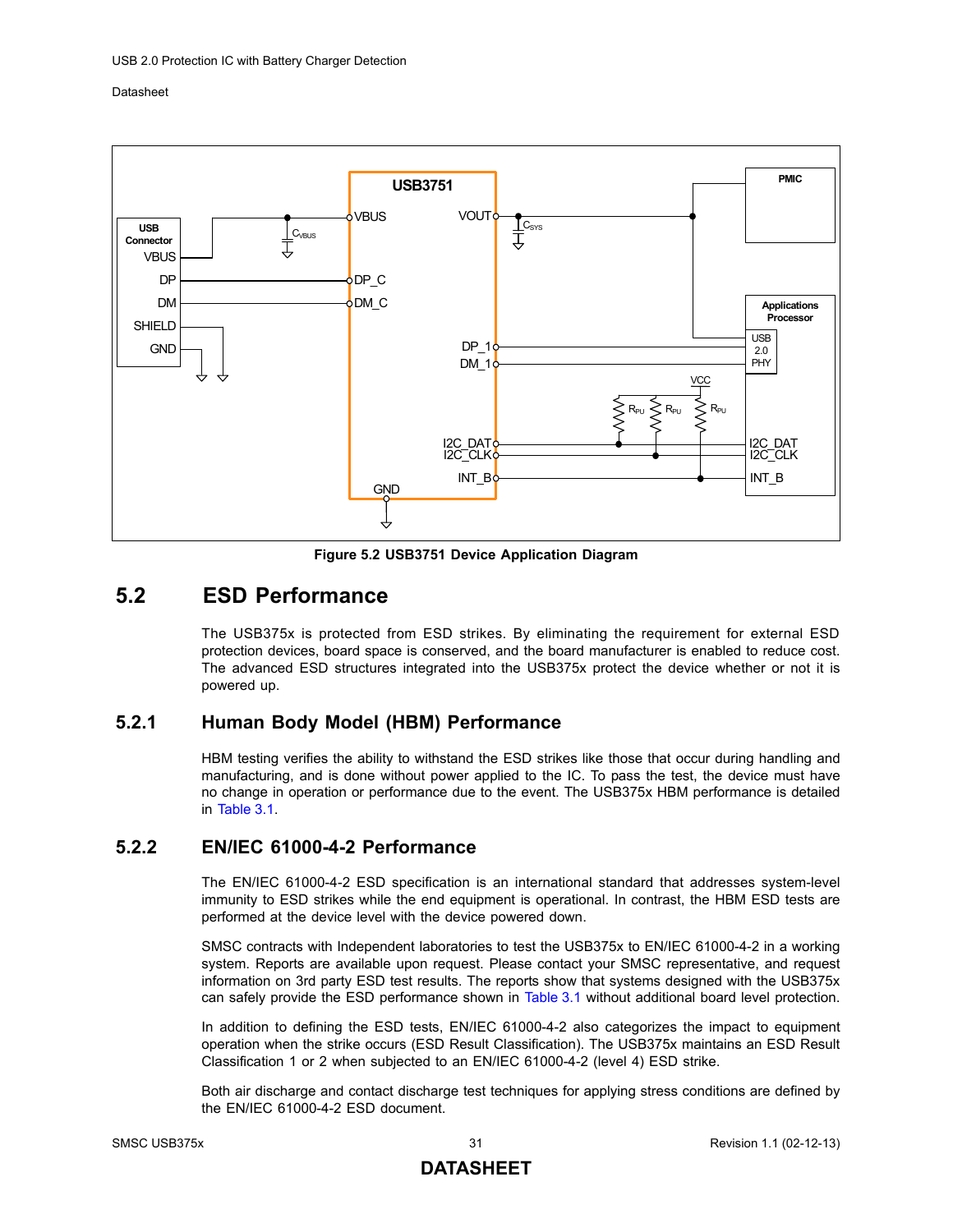Figure 5.2 USB3751 Device Application Diagram

## 5.2 ESD Performance

The USB375x is protected from ESD strikes. By eliminating the requirement for external ESD protection devices, board space is conserved, and the board manufacturer is enabled to reduce cost. The advanced ESD structures integrated into the USB375x protect the device whether or not it is powered up.

### 5.2.1 Human Body Model (HBM) Performance

HBM testing verifies the ability to withstand the ESD strikes like those that occur during handling and manufacturing, and is done without power applied to the IC. To pass the test, the device must have no change in operation or performance due to the event. The USB375x HBM performance is detailed in Table 3.1.

### 5.2.2 EN/IEC 61000-4-2 Performance

The EN/IEC 61000-4-2 ESD specification is an international standard that addresses system-level immunity to ESD strikes while the end equipment is operational. In contrast, the HBM ESD tests are performed at the device level with the device powered down.

SMSC contracts with Independent laboratories to test the USB375x to EN/IEC 61000-4-2 in a working system. Reports are available upon request. Please contact your SMSC representative, and request information on 3rd party ESD test results. The reports show that systems designed with the USB375x can safely provide the ESD performance shown in Table 3.1 without additional board level protection.

In addition to defining the ESD tests, EN/IEC 61000-4-2 also categorizes the impact to equipment operation when the strike occurs (ESD Result Classification). The USB375x maintains an ESD Result Classification 1 or 2 when subjected to an EN/IEC 61000-4-2 (level 4) ESD strike.

Both air discharge and contact discharge test techniques for applying stress conditions are defined by the EN/IEC 61000-4-2 ESD document.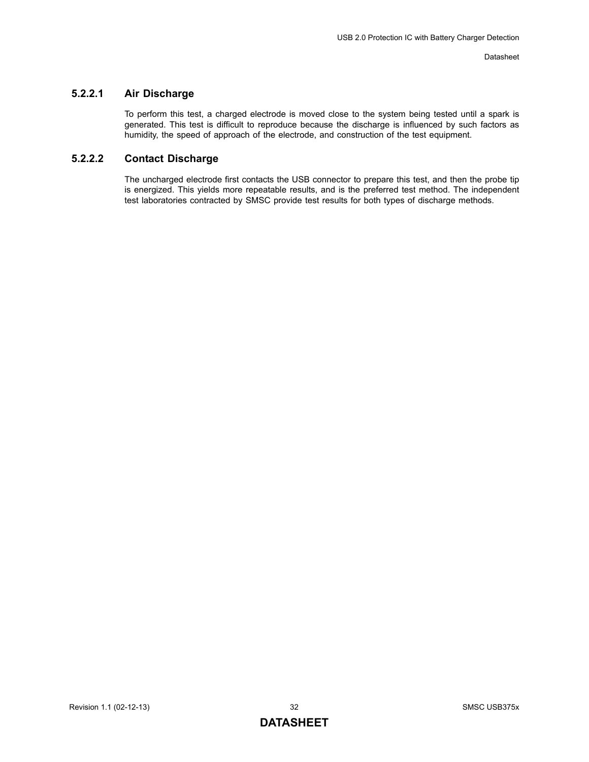#### 5.2.2.1 Air Discharge

To perform this test, a charged electrode is moved close to the system being tested until a spark is generated. This test is difficult to reproduce because the discharge is influenced by such factors as humidity, the speed of approach of the electrode, and construction of the test equipment.

#### 5.2.2.2 Contact Discharge

The uncharged electrode first contacts the USB connector to prepare this test, and then the probe tip is energized. This yields more repeatable results, and is the preferred test method. The independent test laboratories contracted by SMSC provide test results for both types of discharge methods.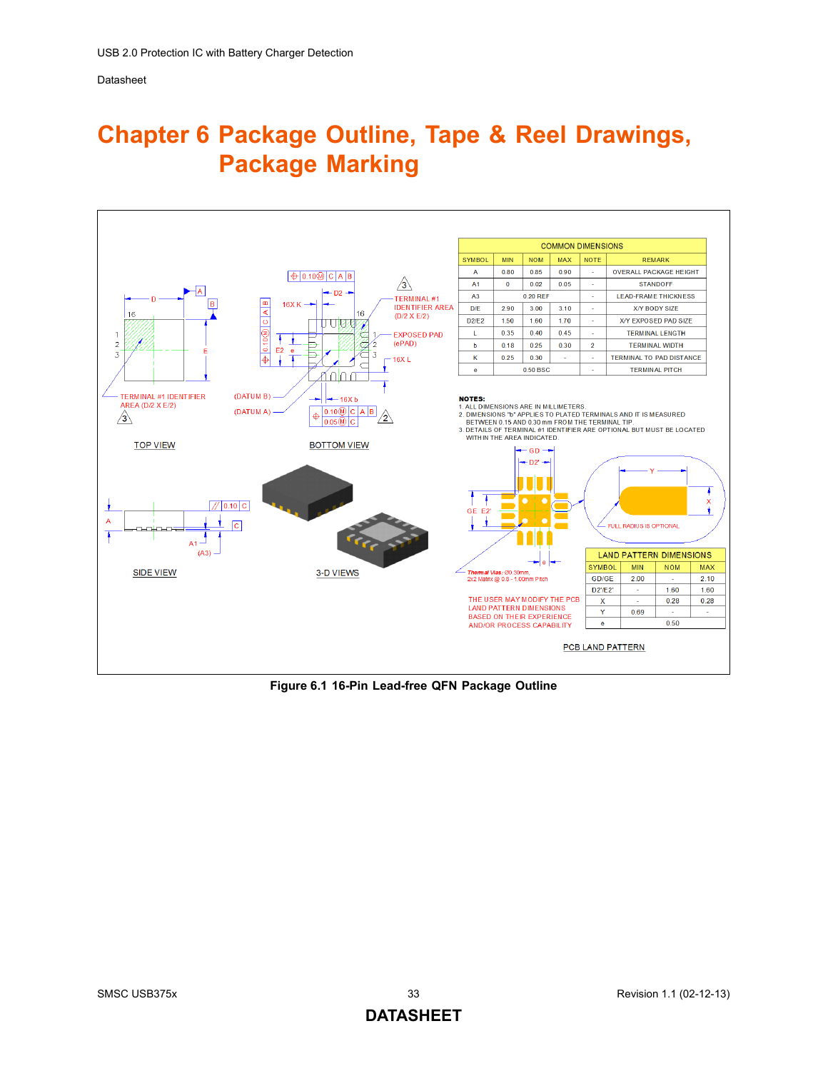# Chapter 6 Package Outline, Tape & Reel Drawings, Package Marking

| COMMON DIMENSIONS | | | | | |
|---|---|---|---|---|---|
| SYMBOL | MIN | NOM | MAX | NOTE | REMARK |
| A | 0.80 | 0.85 | 0.90 | - | OVERALL PACKAGE HEIGHT |
| A1 | 0 | 0.02 | 0.05 | - | STANDOFF |
| A3 | | 0.20 REF | | - | LEAD-FRAME THICKNESS |
| D/E | 2.90 | 3.00 | 3.10 | - | X/Y BODY SIZE |
| D2/E2 | 1.50 | 1.60 | 1.70 | - | X/Y EXPOSED PAD SIZE |
| L | 0.35 | 0.40 | 0.45 | - | TERMINAL LENGTH |
| b | 0.18 | 0.25 | 0.30 | 2 | TERMINAL WIDTH |
| K | 0.25 | 0.30 | - | - | TERMINAL TO PAD DISTANCE |
| e | | 0.50 BSC | | - | TERMINAL PITCH |

**NOTES:**
1. ALL DIMENSIONS ARE IN MILLIMETERS.
2. DIMENSIONS "b" APPLIES TO PLATED TERMINALS AND IT IS MEASURED BETWEEN 0.15 AND 0.30 mm FROM THE TERMINAL TIP.
3. DETAILS OF TERMINAL #1 IDENTIFIER ARE OPTIONAL BUT MUST BE LOCATED WITHIN THE AREA INDICATED.

TOP VIEW — TERMINAL #1 IDENTIFIER AREA (D/2 X E/2)

BOTTOM VIEW — TERMINAL #1 IDENTIFIER AREA (D/2 X E/2); EXPOSED PAD (ePAD); 16X K; 16X L; 16X b; (DATUM A); (DATUM B)

SIDE VIEW

3-D VIEWS

PCB LAND PATTERN — FULL RADIUS IS OPTIONAL; *Thermal Vias*: Ø0.30mm, 2x2 Matrix @ 0.8 - 1.00mm Pitch

THE USER MAY MODIFY THE PCB LAND PATTERN DIMENSIONS BASED ON THEIR EXPERIENCE AND/OR PROCESS CAPABILITY

| LAND PATTERN DIMENSIONS | | | |
|---|---|---|---|
| SYMBOL | MIN | NOM | MAX |
| GD/GE | 2.00 | - | 2.10 |
| D2'/E2' | - | 1.60 | 1.60 |
| X | - | 0.28 | 0.28 |
| Y | 0.69 | - | - |
| e | | 0.50 | |

**Figure 6.1 16-Pin Lead-free QFN Package Outline**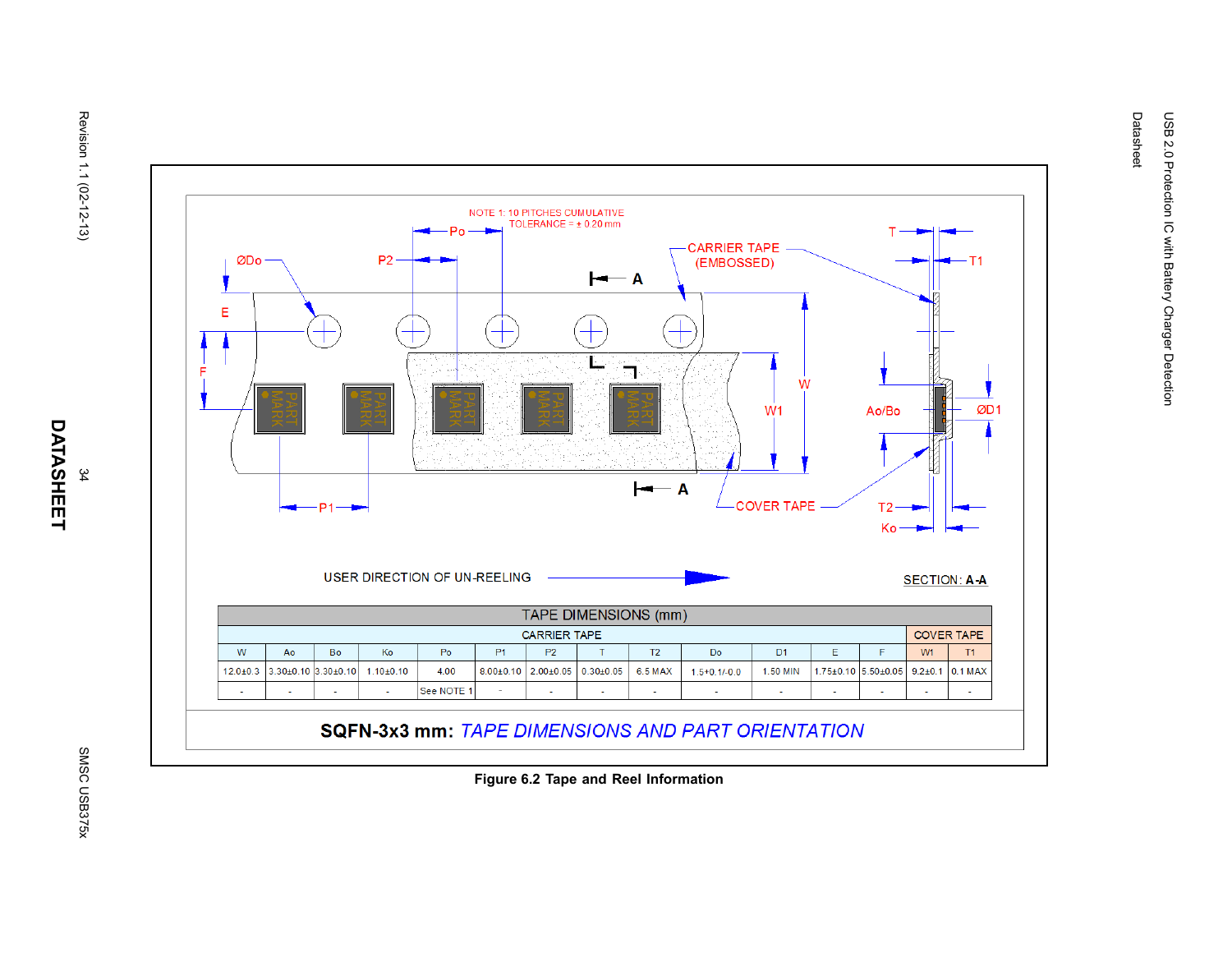NOTE 1: 10 PITCHES CUMULATIVE TOLERANCE = ± 0.20 mm

USER DIRECTION OF UN-REELING

SECTION: A-A

| TAPE DIMENSIONS (mm) | | | | | | | | | | | | | | |
|---|---|---|---|---|---|---|---|---|---|---|---|---|---|---|
| CARRIER TAPE | | | | | | | | | | | | | COVER TAPE | |
| W | Ao | Bo | Ko | Po | P1 | P2 | T | T2 | Do | D1 | E | F | W1 | T1 |
| 12.0±0.3 | 3.30±0.10 | 3.30±0.10 | 1.10±0.10 | 4.00 | 8.00±0.10 | 2.00±0.05 | 0.30±0.05 | 6.5 MAX | 1.5+0.1/-0.0 | 1.50 MIN | 1.75±0.10 | 5.50±0.05 | 9.2±0.1 | 0.1 MAX |
| - | - | - | - | See NOTE 1 | - | - | - | - | - | - | - | - | - | - |

**SQFN-3x3 mm:** *TAPE DIMENSIONS AND PART ORIENTATION*

**Figure 6.2 Tape and Reel Information**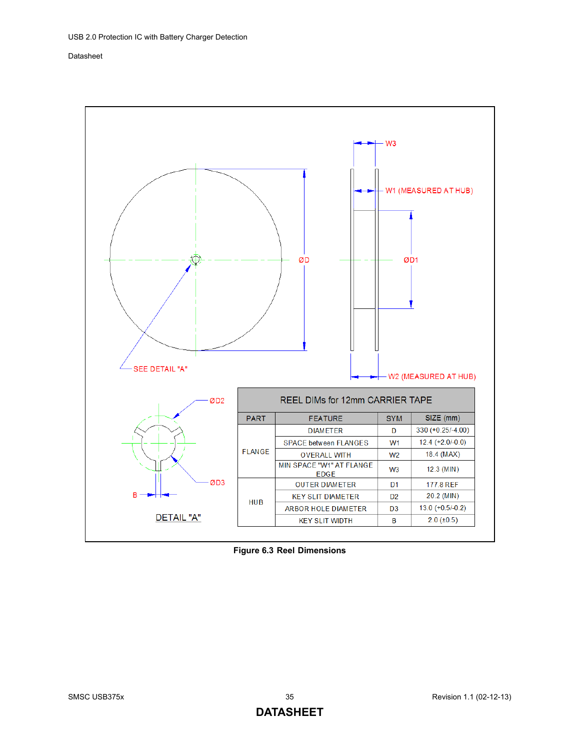| REEL DIMs for 12mm CARRIER TAPE | | | |
|---|---|---|---|
| PART | FEATURE | SYM | SIZE (mm) |
| FLANGE | DIAMETER | D | 330 (+0.25/-4.00) |
| | SPACE between FLANGES | W1 | 12.4 (+2.0/-0.0) |
| | OVERALL WITH | W2 | 18.4 (MAX) |
| | MIN SPACE "W1" AT FLANGE EDGE | W3 | 12.3 (MIN) |
| HUB | OUTER DIAMETER | D1 | 177.8 REF |
| | KEY SLIT DIAMETER | D2 | 20.2 (MIN) |
| | ARBOR HOLE DIAMETER | D3 | 13.0 (+0.5/-0.2) |
| | KEY SLIT WIDTH | B | 2.0 (±0.5) |

**Figure 6.3 Reel Dimensions**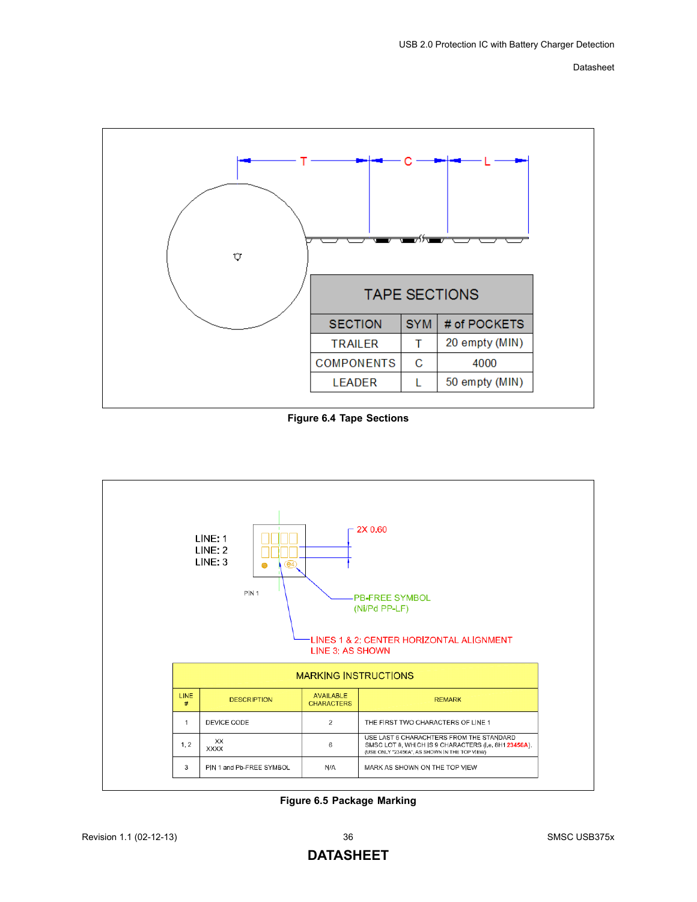| TAPE SECTIONS | | |
|---|---|---|
| SECTION | SYM | # of POCKETS |
| TRAILER | T | 20 empty (MIN) |
| COMPONENTS | C | 4000 |
| LEADER | L | 50 empty (MIN) |

**Figure 6.4 Tape Sections**

LINE: 1
LINE: 2
LINE: 3

PIN 1

2X 0.60

PB-FREE SYMBOL
(Ni/Pd PP-LF)

LINES 1 & 2: CENTER HORIZONTAL ALIGNMENT
LINE 3: AS SHOWN

| MARKING INSTRUCTIONS | | | |
|---|---|---|---|
| LINE # | DESCRIPTION | AVAILABLE CHARACTERS | REMARK |
| 1 | DEVICE CODE | 2 | THE FIRST TWO CHARACTERS OF LINE 1 |
| 1, 2 | XX XXXX | 6 | USE LAST 6 CHARACHTERS FROM THE STANDARD SMSC LOT #, WHICH IS 9 CHARACTERS (i.e. 8H123456A). (USE ONLY "23456A", AS SHOWN IN THE TOP VIEW) |
| 3 | PIN 1 and Pb-FREE SYMBOL | N/A | MARK AS SHOWN ON THE TOP VIEW |

**Figure 6.5 Package Marking**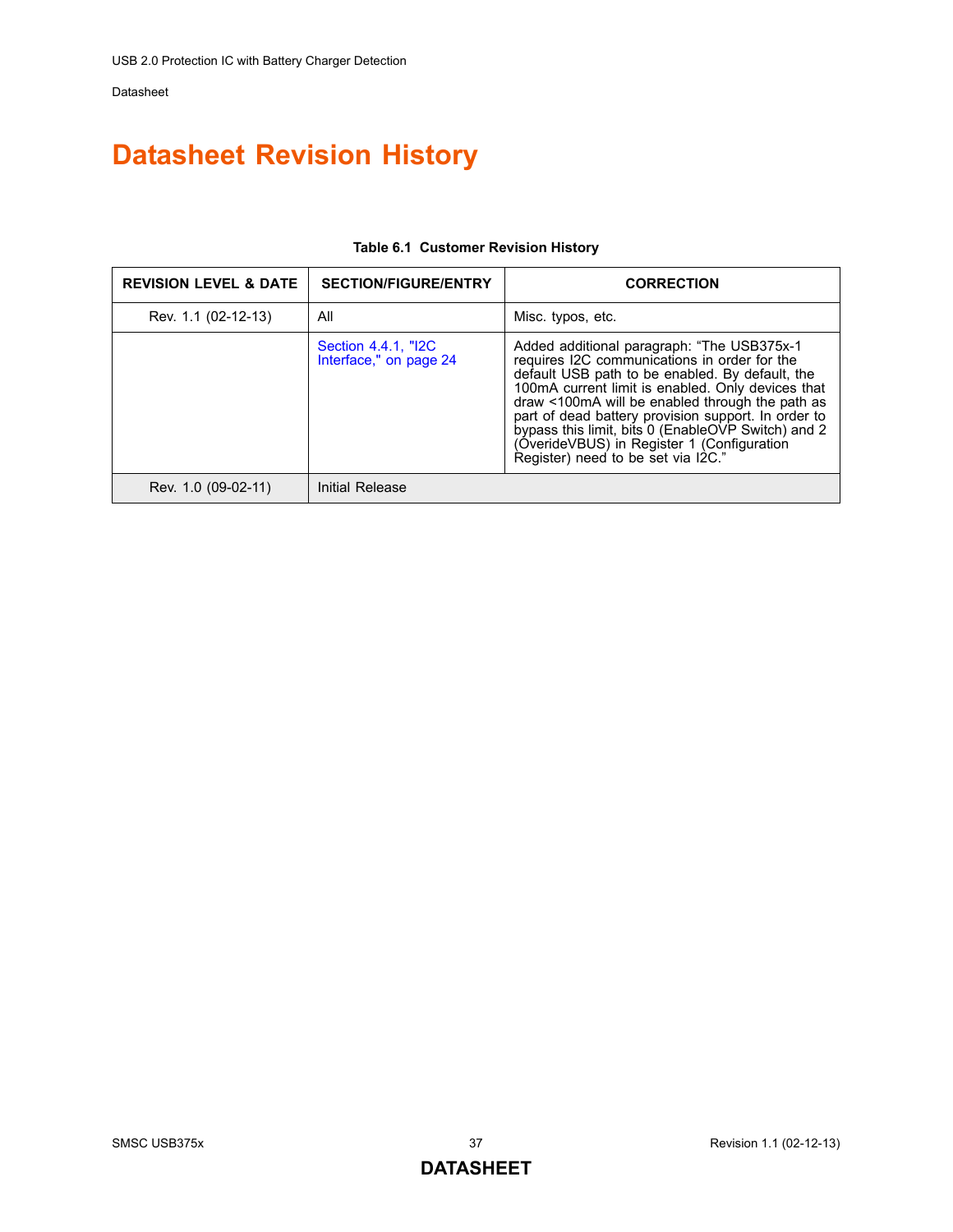# Datasheet Revision History

**Table 6.1 Customer Revision History**

| REVISION LEVEL & DATE | SECTION/FIGURE/ENTRY | CORRECTION |
|---|---|---|
| Rev. 1.1 (02-12-13) | All | Misc. typos, etc. |
| | Section 4.4.1, "I2C Interface," on page 24 | Added additional paragraph: “The USB375x-1 requires I2C communications in order for the default USB path to be enabled. By default, the 100mA current limit is enabled. Only devices that draw <100mA will be enabled through the path as part of dead battery provision support. In order to bypass this limit, bits 0 (EnableOVP Switch) and 2 (OverideVBUS) in Register 1 (Configuration Register) need to be set via I2C.” |
| Rev. 1.0 (09-02-11) | Initial Release | |